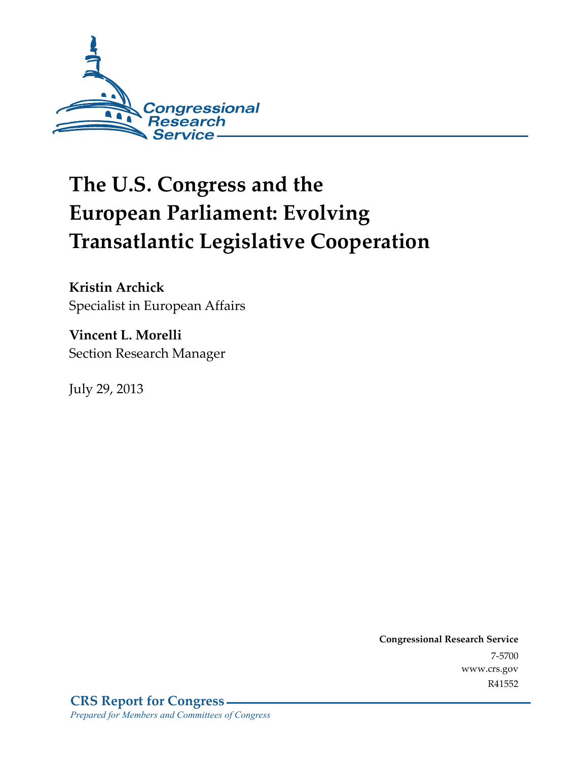Congressional Research Service

# The U.S. Congress and the European Parliament: Evolving Transatlantic Legislative Cooperation

**Kristin Archick**
Specialist in European Affairs

**Vincent L. Morelli**
Section Research Manager

July 29, 2013

**Congressional Research Service**
7-5700
www.crs.gov
R41552

**CRS Report for Congress**
*Prepared for Members and Committees of Congress*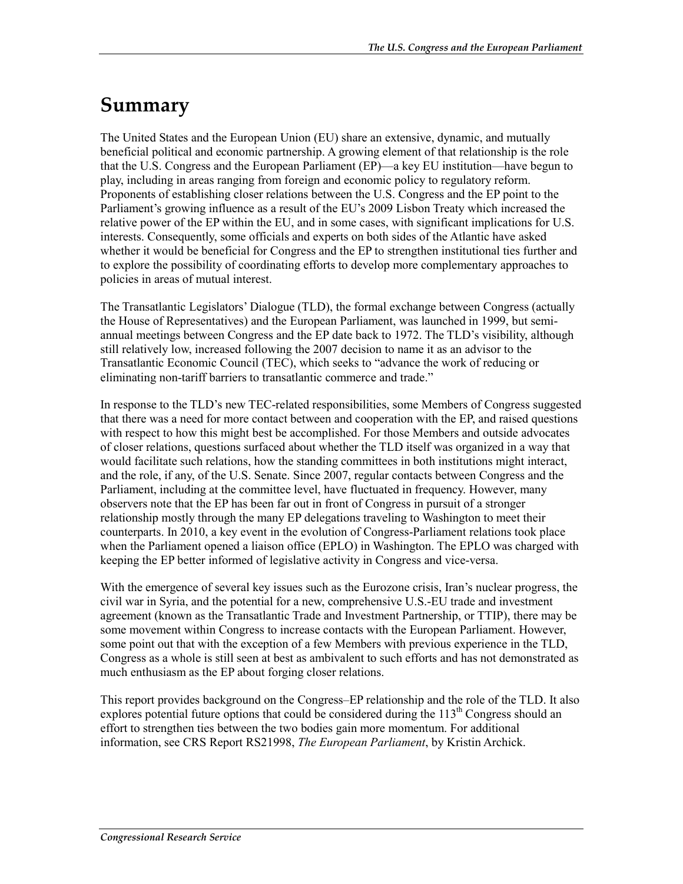# Summary

The United States and the European Union (EU) share an extensive, dynamic, and mutually beneficial political and economic partnership. A growing element of that relationship is the role that the U.S. Congress and the European Parliament (EP)—a key EU institution—have begun to play, including in areas ranging from foreign and economic policy to regulatory reform. Proponents of establishing closer relations between the U.S. Congress and the EP point to the Parliament's growing influence as a result of the EU's 2009 Lisbon Treaty which increased the relative power of the EP within the EU, and in some cases, with significant implications for U.S. interests. Consequently, some officials and experts on both sides of the Atlantic have asked whether it would be beneficial for Congress and the EP to strengthen institutional ties further and to explore the possibility of coordinating efforts to develop more complementary approaches to policies in areas of mutual interest.

The Transatlantic Legislators' Dialogue (TLD), the formal exchange between Congress (actually the House of Representatives) and the European Parliament, was launched in 1999, but semi-annual meetings between Congress and the EP date back to 1972. The TLD's visibility, although still relatively low, increased following the 2007 decision to name it as an advisor to the Transatlantic Economic Council (TEC), which seeks to "advance the work of reducing or eliminating non-tariff barriers to transatlantic commerce and trade."

In response to the TLD's new TEC-related responsibilities, some Members of Congress suggested that there was a need for more contact between and cooperation with the EP, and raised questions with respect to how this might best be accomplished. For those Members and outside advocates of closer relations, questions surfaced about whether the TLD itself was organized in a way that would facilitate such relations, how the standing committees in both institutions might interact, and the role, if any, of the U.S. Senate. Since 2007, regular contacts between Congress and the Parliament, including at the committee level, have fluctuated in frequency. However, many observers note that the EP has been far out in front of Congress in pursuit of a stronger relationship mostly through the many EP delegations traveling to Washington to meet their counterparts. In 2010, a key event in the evolution of Congress-Parliament relations took place when the Parliament opened a liaison office (EPLO) in Washington. The EPLO was charged with keeping the EP better informed of legislative activity in Congress and vice-versa.

With the emergence of several key issues such as the Eurozone crisis, Iran's nuclear progress, the civil war in Syria, and the potential for a new, comprehensive U.S.-EU trade and investment agreement (known as the Transatlantic Trade and Investment Partnership, or TTIP), there may be some movement within Congress to increase contacts with the European Parliament. However, some point out that with the exception of a few Members with previous experience in the TLD, Congress as a whole is still seen at best as ambivalent to such efforts and has not demonstrated as much enthusiasm as the EP about forging closer relations.

This report provides background on the Congress–EP relationship and the role of the TLD. It also explores potential future options that could be considered during the 113th Congress should an effort to strengthen ties between the two bodies gain more momentum. For additional information, see CRS Report RS21998, *The European Parliament*, by Kristin Archick.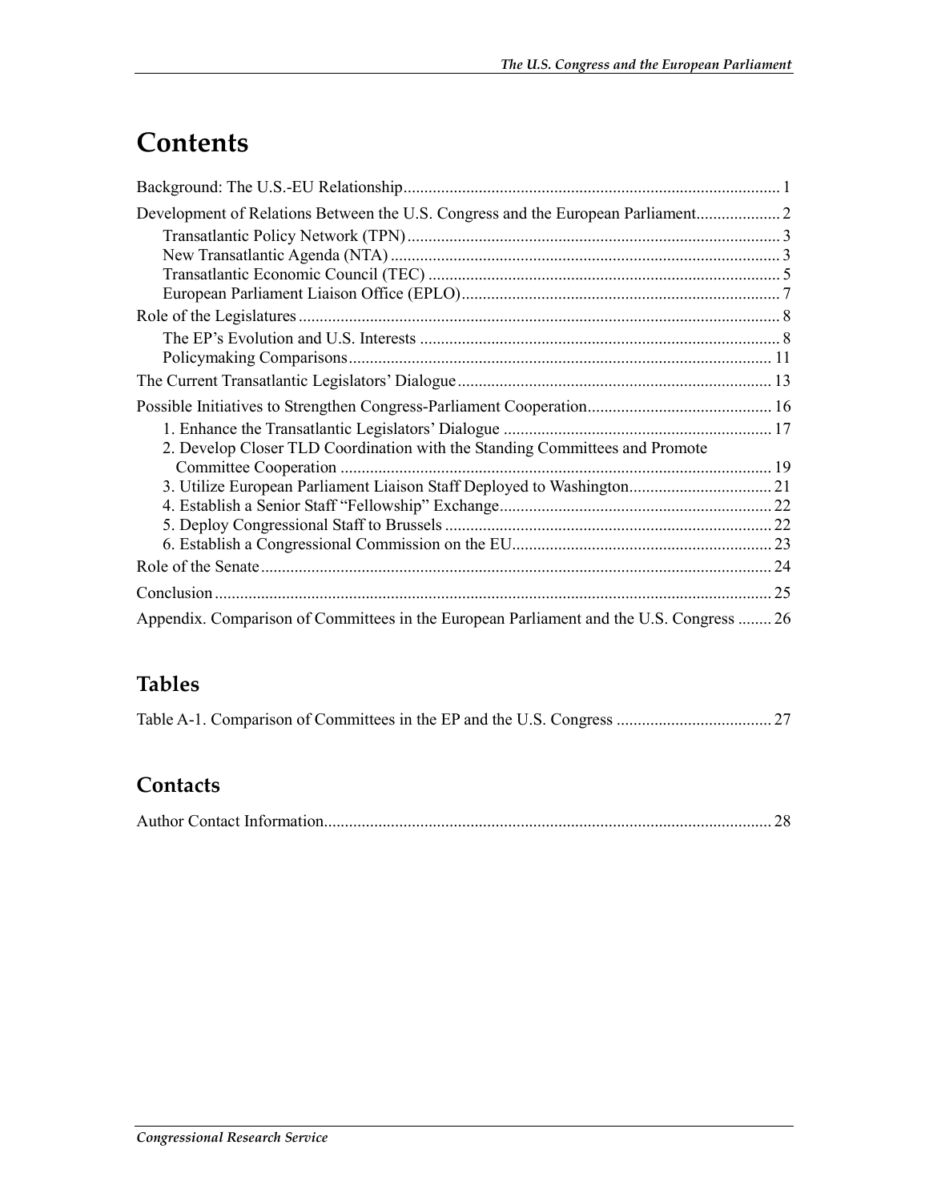# Contents

Background: The U.S.-EU Relationship ... 1

Development of Relations Between the U.S. Congress and the European Parliament ... 2

- Transatlantic Policy Network (TPN) ... 3
- New Transatlantic Agenda (NTA) ... 3
- Transatlantic Economic Council (TEC) ... 5
- European Parliament Liaison Office (EPLO) ... 7

Role of the Legislatures ... 8

- The EP's Evolution and U.S. Interests ... 8
- Policymaking Comparisons ... 11

The Current Transatlantic Legislators' Dialogue ... 13

Possible Initiatives to Strengthen Congress-Parliament Cooperation ... 16

- 1. Enhance the Transatlantic Legislators' Dialogue ... 17
- 2. Develop Closer TLD Coordination with the Standing Committees and Promote Committee Cooperation ... 19
- 3. Utilize European Parliament Liaison Staff Deployed to Washington ... 21
- 4. Establish a Senior Staff "Fellowship" Exchange ... 22
- 5. Deploy Congressional Staff to Brussels ... 22
- 6. Establish a Congressional Commission on the EU ... 23

Role of the Senate ... 24

Conclusion ... 25

Appendix. Comparison of Committees in the European Parliament and the U.S. Congress ... 26

## Tables

Table A-1. Comparison of Committees in the EP and the U.S. Congress ... 27

## Contacts

Author Contact Information ... 28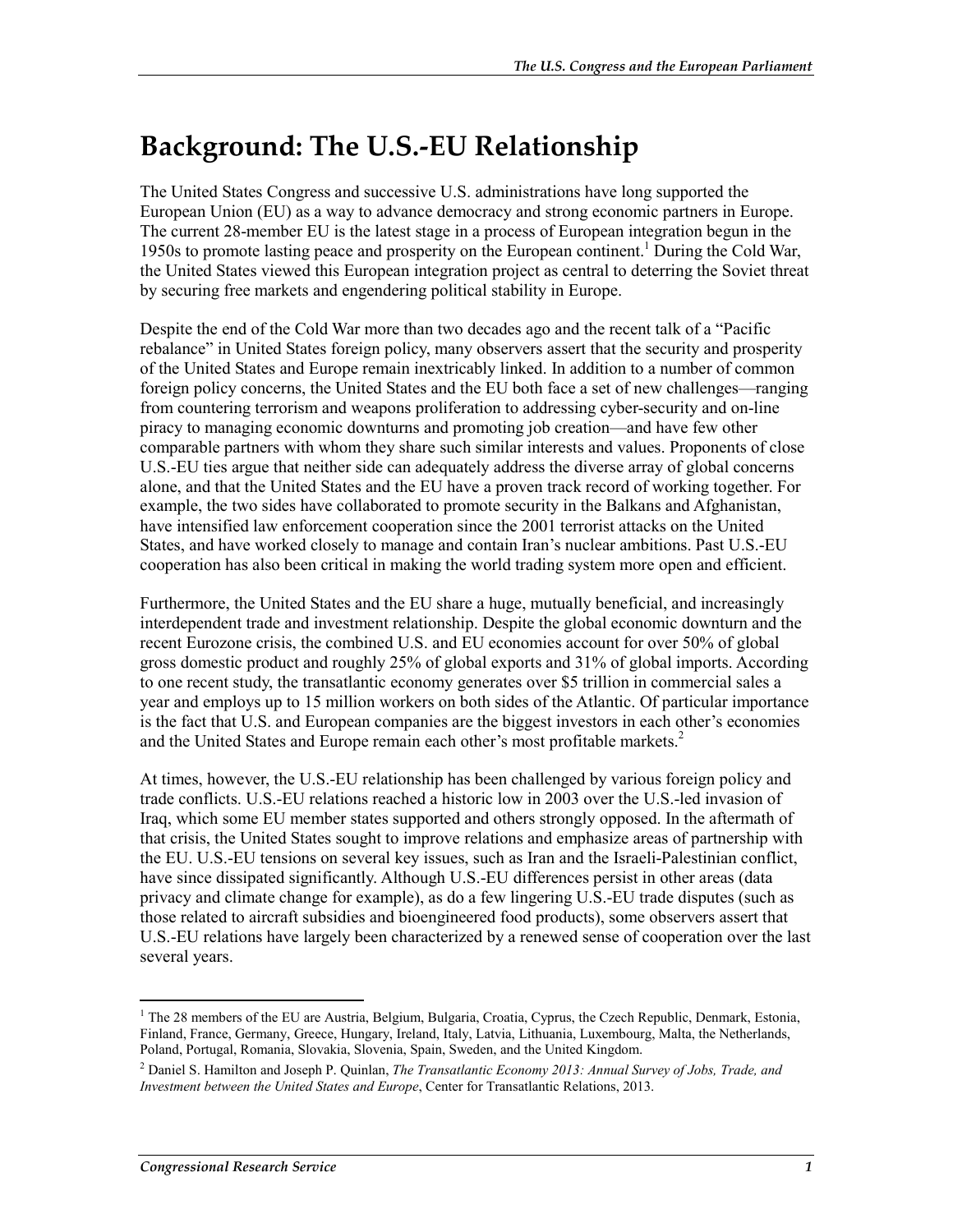# Background: The U.S.-EU Relationship

The United States Congress and successive U.S. administrations have long supported the European Union (EU) as a way to advance democracy and strong economic partners in Europe. The current 28-member EU is the latest stage in a process of European integration begun in the 1950s to promote lasting peace and prosperity on the European continent.[1] During the Cold War, the United States viewed this European integration project as central to deterring the Soviet threat by securing free markets and engendering political stability in Europe.

Despite the end of the Cold War more than two decades ago and the recent talk of a "Pacific rebalance" in United States foreign policy, many observers assert that the security and prosperity of the United States and Europe remain inextricably linked. In addition to a number of common foreign policy concerns, the United States and the EU both face a set of new challenges—ranging from countering terrorism and weapons proliferation to addressing cyber-security and on-line piracy to managing economic downturns and promoting job creation—and have few other comparable partners with whom they share such similar interests and values. Proponents of close U.S.-EU ties argue that neither side can adequately address the diverse array of global concerns alone, and that the United States and the EU have a proven track record of working together. For example, the two sides have collaborated to promote security in the Balkans and Afghanistan, have intensified law enforcement cooperation since the 2001 terrorist attacks on the United States, and have worked closely to manage and contain Iran's nuclear ambitions. Past U.S.-EU cooperation has also been critical in making the world trading system more open and efficient.

Furthermore, the United States and the EU share a huge, mutually beneficial, and increasingly interdependent trade and investment relationship. Despite the global economic downturn and the recent Eurozone crisis, the combined U.S. and EU economies account for over 50% of global gross domestic product and roughly 25% of global exports and 31% of global imports. According to one recent study, the transatlantic economy generates over $5 trillion in commercial sales a year and employs up to 15 million workers on both sides of the Atlantic. Of particular importance is the fact that U.S. and European companies are the biggest investors in each other's economies and the United States and Europe remain each other's most profitable markets.[2]

At times, however, the U.S.-EU relationship has been challenged by various foreign policy and trade conflicts. U.S.-EU relations reached a historic low in 2003 over the U.S.-led invasion of Iraq, which some EU member states supported and others strongly opposed. In the aftermath of that crisis, the United States sought to improve relations and emphasize areas of partnership with the EU. U.S.-EU tensions on several key issues, such as Iran and the Israeli-Palestinian conflict, have since dissipated significantly. Although U.S.-EU differences persist in other areas (data privacy and climate change for example), as do a few lingering U.S.-EU trade disputes (such as those related to aircraft subsidies and bioengineered food products), some observers assert that U.S.-EU relations have largely been characterized by a renewed sense of cooperation over the last several years.

---

[1] The 28 members of the EU are Austria, Belgium, Bulgaria, Croatia, Cyprus, the Czech Republic, Denmark, Estonia, Finland, France, Germany, Greece, Hungary, Ireland, Italy, Latvia, Lithuania, Luxembourg, Malta, the Netherlands, Poland, Portugal, Romania, Slovakia, Slovenia, Spain, Sweden, and the United Kingdom.

[2] Daniel S. Hamilton and Joseph P. Quinlan, *The Transatlantic Economy 2013: Annual Survey of Jobs, Trade, and Investment between the United States and Europe*, Center for Transatlantic Relations, 2013.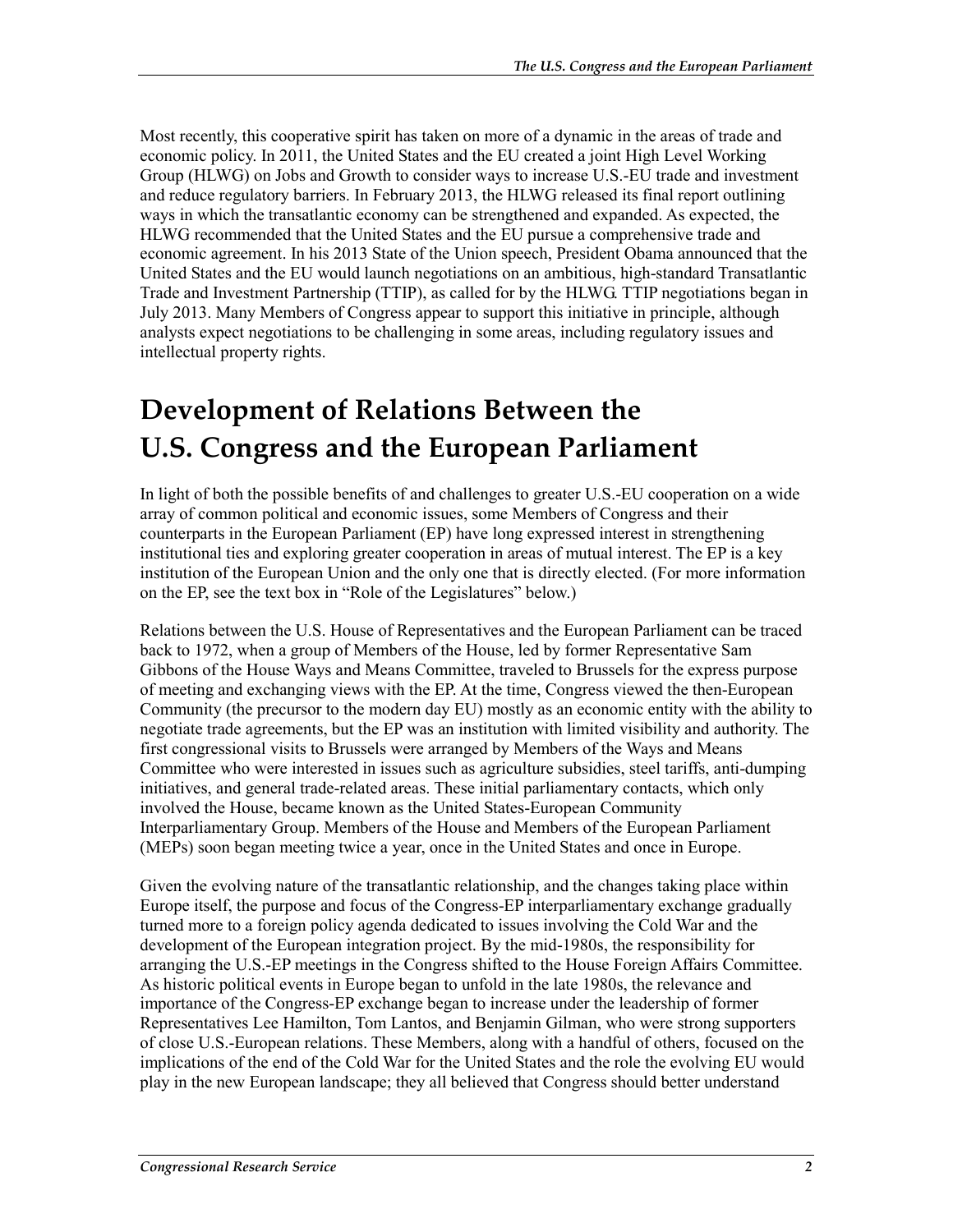Most recently, this cooperative spirit has taken on more of a dynamic in the areas of trade and economic policy. In 2011, the United States and the EU created a joint High Level Working Group (HLWG) on Jobs and Growth to consider ways to increase U.S.-EU trade and investment and reduce regulatory barriers. In February 2013, the HLWG released its final report outlining ways in which the transatlantic economy can be strengthened and expanded. As expected, the HLWG recommended that the United States and the EU pursue a comprehensive trade and economic agreement. In his 2013 State of the Union speech, President Obama announced that the United States and the EU would launch negotiations on an ambitious, high-standard Transatlantic Trade and Investment Partnership (TTIP), as called for by the HLWG. TTIP negotiations began in July 2013. Many Members of Congress appear to support this initiative in principle, although analysts expect negotiations to be challenging in some areas, including regulatory issues and intellectual property rights.

# Development of Relations Between the U.S. Congress and the European Parliament

In light of both the possible benefits of and challenges to greater U.S.-EU cooperation on a wide array of common political and economic issues, some Members of Congress and their counterparts in the European Parliament (EP) have long expressed interest in strengthening institutional ties and exploring greater cooperation in areas of mutual interest. The EP is a key institution of the European Union and the only one that is directly elected. (For more information on the EP, see the text box in "Role of the Legislatures" below.)

Relations between the U.S. House of Representatives and the European Parliament can be traced back to 1972, when a group of Members of the House, led by former Representative Sam Gibbons of the House Ways and Means Committee, traveled to Brussels for the express purpose of meeting and exchanging views with the EP. At the time, Congress viewed the then-European Community (the precursor to the modern day EU) mostly as an economic entity with the ability to negotiate trade agreements, but the EP was an institution with limited visibility and authority. The first congressional visits to Brussels were arranged by Members of the Ways and Means Committee who were interested in issues such as agriculture subsidies, steel tariffs, anti-dumping initiatives, and general trade-related areas. These initial parliamentary contacts, which only involved the House, became known as the United States-European Community Interparliamentary Group. Members of the House and Members of the European Parliament (MEPs) soon began meeting twice a year, once in the United States and once in Europe.

Given the evolving nature of the transatlantic relationship, and the changes taking place within Europe itself, the purpose and focus of the Congress-EP interparliamentary exchange gradually turned more to a foreign policy agenda dedicated to issues involving the Cold War and the development of the European integration project. By the mid-1980s, the responsibility for arranging the U.S.-EP meetings in the Congress shifted to the House Foreign Affairs Committee. As historic political events in Europe began to unfold in the late 1980s, the relevance and importance of the Congress-EP exchange began to increase under the leadership of former Representatives Lee Hamilton, Tom Lantos, and Benjamin Gilman, who were strong supporters of close U.S.-European relations. These Members, along with a handful of others, focused on the implications of the end of the Cold War for the United States and the role the evolving EU would play in the new European landscape; they all believed that Congress should better understand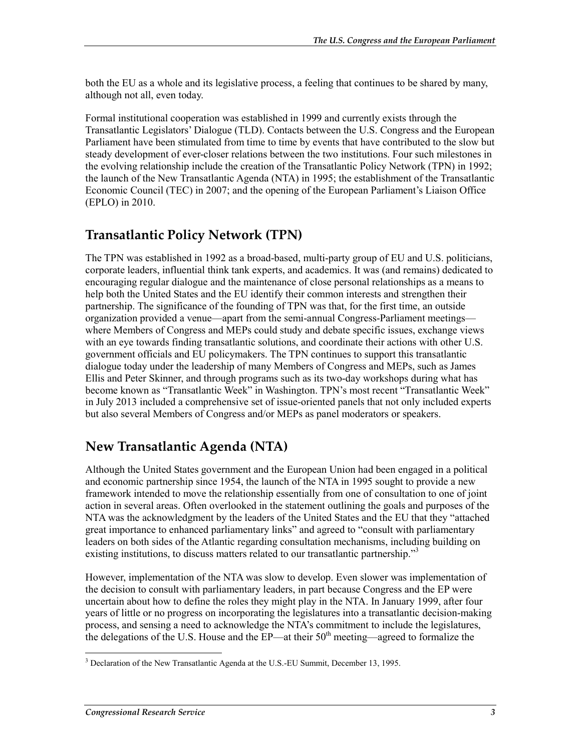both the EU as a whole and its legislative process, a feeling that continues to be shared by many, although not all, even today.

Formal institutional cooperation was established in 1999 and currently exists through the Transatlantic Legislators' Dialogue (TLD). Contacts between the U.S. Congress and the European Parliament have been stimulated from time to time by events that have contributed to the slow but steady development of ever-closer relations between the two institutions. Four such milestones in the evolving relationship include the creation of the Transatlantic Policy Network (TPN) in 1992; the launch of the New Transatlantic Agenda (NTA) in 1995; the establishment of the Transatlantic Economic Council (TEC) in 2007; and the opening of the European Parliament's Liaison Office (EPLO) in 2010.

## Transatlantic Policy Network (TPN)

The TPN was established in 1992 as a broad-based, multi-party group of EU and U.S. politicians, corporate leaders, influential think tank experts, and academics. It was (and remains) dedicated to encouraging regular dialogue and the maintenance of close personal relationships as a means to help both the United States and the EU identify their common interests and strengthen their partnership. The significance of the founding of TPN was that, for the first time, an outside organization provided a venue—apart from the semi-annual Congress-Parliament meetings—where Members of Congress and MEPs could study and debate specific issues, exchange views with an eye towards finding transatlantic solutions, and coordinate their actions with other U.S. government officials and EU policymakers. The TPN continues to support this transatlantic dialogue today under the leadership of many Members of Congress and MEPs, such as James Ellis and Peter Skinner, and through programs such as its two-day workshops during what has become known as "Transatlantic Week" in Washington. TPN's most recent "Transatlantic Week" in July 2013 included a comprehensive set of issue-oriented panels that not only included experts but also several Members of Congress and/or MEPs as panel moderators or speakers.

## New Transatlantic Agenda (NTA)

Although the United States government and the European Union had been engaged in a political and economic partnership since 1954, the launch of the NTA in 1995 sought to provide a new framework intended to move the relationship essentially from one of consultation to one of joint action in several areas. Often overlooked in the statement outlining the goals and purposes of the NTA was the acknowledgment by the leaders of the United States and the EU that they "attached great importance to enhanced parliamentary links" and agreed to "consult with parliamentary leaders on both sides of the Atlantic regarding consultation mechanisms, including building on existing institutions, to discuss matters related to our transatlantic partnership."[3]

However, implementation of the NTA was slow to develop. Even slower was implementation of the decision to consult with parliamentary leaders, in part because Congress and the EP were uncertain about how to define the roles they might play in the NTA. In January 1999, after four years of little or no progress on incorporating the legislatures into a transatlantic decision-making process, and sensing a need to acknowledge the NTA's commitment to include the legislatures, the delegations of the U.S. House and the EP—at their 50th meeting—agreed to formalize the

[3] Declaration of the New Transatlantic Agenda at the U.S.-EU Summit, December 13, 1995.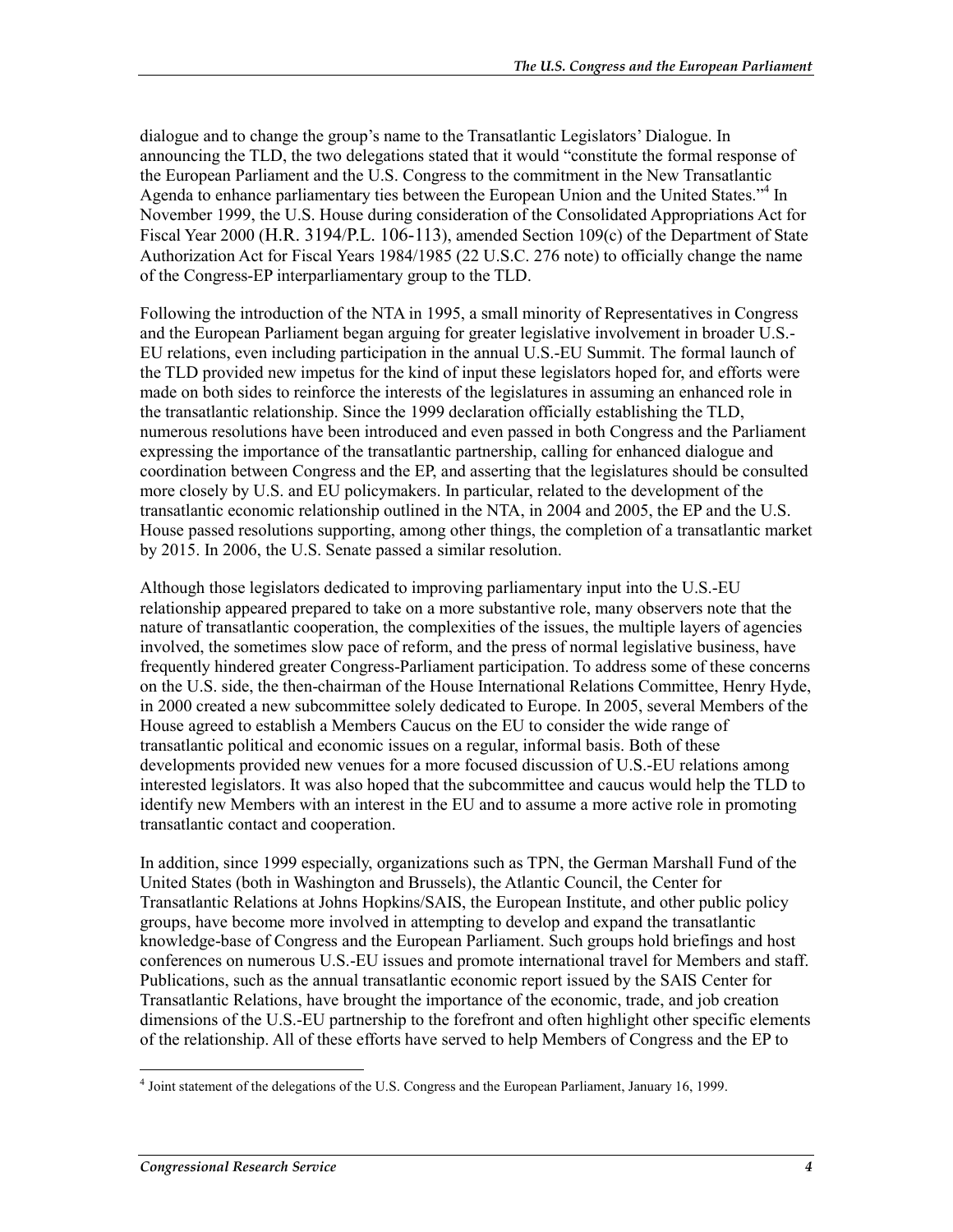dialogue and to change the group's name to the Transatlantic Legislators' Dialogue. In announcing the TLD, the two delegations stated that it would "constitute the formal response of the European Parliament and the U.S. Congress to the commitment in the New Transatlantic Agenda to enhance parliamentary ties between the European Union and the United States."[4] In November 1999, the U.S. House during consideration of the Consolidated Appropriations Act for Fiscal Year 2000 (H.R. 3194/P.L. 106-113), amended Section 109(c) of the Department of State Authorization Act for Fiscal Years 1984/1985 (22 U.S.C. 276 note) to officially change the name of the Congress-EP interparliamentary group to the TLD.

Following the introduction of the NTA in 1995, a small minority of Representatives in Congress and the European Parliament began arguing for greater legislative involvement in broader U.S.-EU relations, even including participation in the annual U.S.-EU Summit. The formal launch of the TLD provided new impetus for the kind of input these legislators hoped for, and efforts were made on both sides to reinforce the interests of the legislatures in assuming an enhanced role in the transatlantic relationship. Since the 1999 declaration officially establishing the TLD, numerous resolutions have been introduced and even passed in both Congress and the Parliament expressing the importance of the transatlantic partnership, calling for enhanced dialogue and coordination between Congress and the EP, and asserting that the legislatures should be consulted more closely by U.S. and EU policymakers. In particular, related to the development of the transatlantic economic relationship outlined in the NTA, in 2004 and 2005, the EP and the U.S. House passed resolutions supporting, among other things, the completion of a transatlantic market by 2015. In 2006, the U.S. Senate passed a similar resolution.

Although those legislators dedicated to improving parliamentary input into the U.S.-EU relationship appeared prepared to take on a more substantive role, many observers note that the nature of transatlantic cooperation, the complexities of the issues, the multiple layers of agencies involved, the sometimes slow pace of reform, and the press of normal legislative business, have frequently hindered greater Congress-Parliament participation. To address some of these concerns on the U.S. side, the then-chairman of the House International Relations Committee, Henry Hyde, in 2000 created a new subcommittee solely dedicated to Europe. In 2005, several Members of the House agreed to establish a Members Caucus on the EU to consider the wide range of transatlantic political and economic issues on a regular, informal basis. Both of these developments provided new venues for a more focused discussion of U.S.-EU relations among interested legislators. It was also hoped that the subcommittee and caucus would help the TLD to identify new Members with an interest in the EU and to assume a more active role in promoting transatlantic contact and cooperation.

In addition, since 1999 especially, organizations such as TPN, the German Marshall Fund of the United States (both in Washington and Brussels), the Atlantic Council, the Center for Transatlantic Relations at Johns Hopkins/SAIS, the European Institute, and other public policy groups, have become more involved in attempting to develop and expand the transatlantic knowledge-base of Congress and the European Parliament. Such groups hold briefings and host conferences on numerous U.S.-EU issues and promote international travel for Members and staff. Publications, such as the annual transatlantic economic report issued by the SAIS Center for Transatlantic Relations, have brought the importance of the economic, trade, and job creation dimensions of the U.S.-EU partnership to the forefront and often highlight other specific elements of the relationship. All of these efforts have served to help Members of Congress and the EP to

[4] Joint statement of the delegations of the U.S. Congress and the European Parliament, January 16, 1999.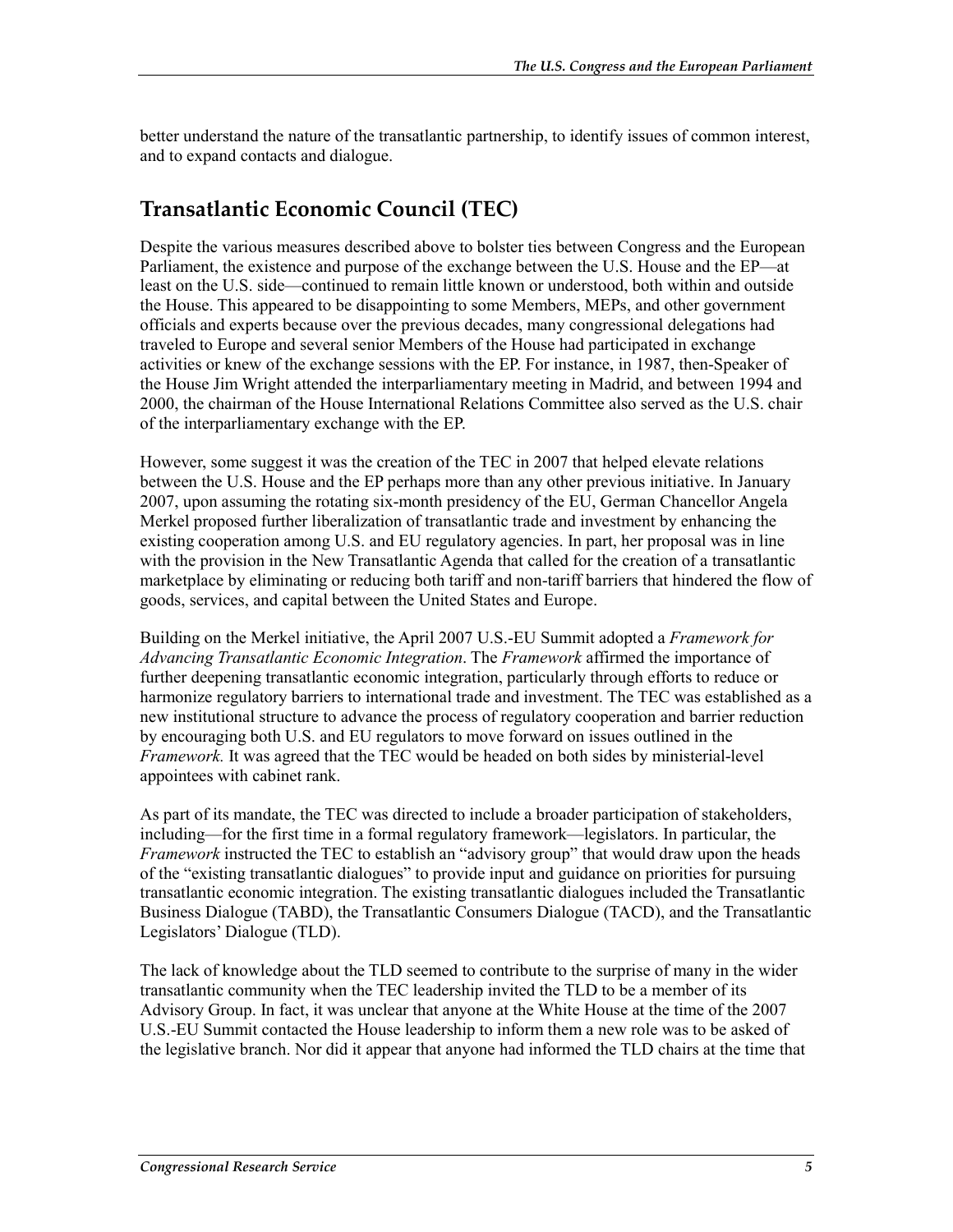better understand the nature of the transatlantic partnership, to identify issues of common interest, and to expand contacts and dialogue.

## Transatlantic Economic Council (TEC)

Despite the various measures described above to bolster ties between Congress and the European Parliament, the existence and purpose of the exchange between the U.S. House and the EP—at least on the U.S. side—continued to remain little known or understood, both within and outside the House. This appeared to be disappointing to some Members, MEPs, and other government officials and experts because over the previous decades, many congressional delegations had traveled to Europe and several senior Members of the House had participated in exchange activities or knew of the exchange sessions with the EP. For instance, in 1987, then-Speaker of the House Jim Wright attended the interparliamentary meeting in Madrid, and between 1994 and 2000, the chairman of the House International Relations Committee also served as the U.S. chair of the interparliamentary exchange with the EP.

However, some suggest it was the creation of the TEC in 2007 that helped elevate relations between the U.S. House and the EP perhaps more than any other previous initiative. In January 2007, upon assuming the rotating six-month presidency of the EU, German Chancellor Angela Merkel proposed further liberalization of transatlantic trade and investment by enhancing the existing cooperation among U.S. and EU regulatory agencies. In part, her proposal was in line with the provision in the New Transatlantic Agenda that called for the creation of a transatlantic marketplace by eliminating or reducing both tariff and non-tariff barriers that hindered the flow of goods, services, and capital between the United States and Europe.

Building on the Merkel initiative, the April 2007 U.S.-EU Summit adopted a *Framework for Advancing Transatlantic Economic Integration*. The *Framework* affirmed the importance of further deepening transatlantic economic integration, particularly through efforts to reduce or harmonize regulatory barriers to international trade and investment. The TEC was established as a new institutional structure to advance the process of regulatory cooperation and barrier reduction by encouraging both U.S. and EU regulators to move forward on issues outlined in the *Framework.* It was agreed that the TEC would be headed on both sides by ministerial-level appointees with cabinet rank.

As part of its mandate, the TEC was directed to include a broader participation of stakeholders, including—for the first time in a formal regulatory framework—legislators. In particular, the *Framework* instructed the TEC to establish an "advisory group" that would draw upon the heads of the "existing transatlantic dialogues" to provide input and guidance on priorities for pursuing transatlantic economic integration. The existing transatlantic dialogues included the Transatlantic Business Dialogue (TABD), the Transatlantic Consumers Dialogue (TACD), and the Transatlantic Legislators' Dialogue (TLD).

The lack of knowledge about the TLD seemed to contribute to the surprise of many in the wider transatlantic community when the TEC leadership invited the TLD to be a member of its Advisory Group. In fact, it was unclear that anyone at the White House at the time of the 2007 U.S.-EU Summit contacted the House leadership to inform them a new role was to be asked of the legislative branch. Nor did it appear that anyone had informed the TLD chairs at the time that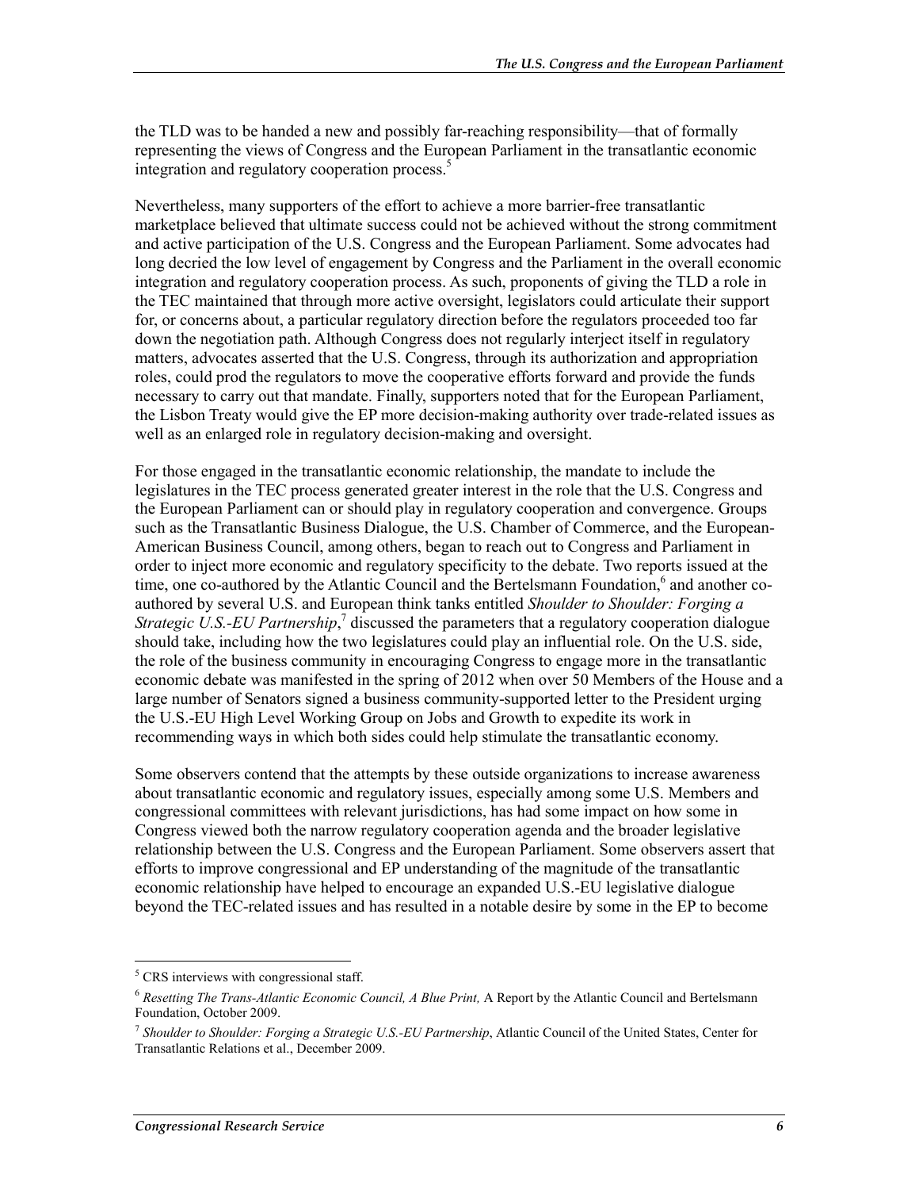the TLD was to be handed a new and possibly far-reaching responsibility—that of formally representing the views of Congress and the European Parliament in the transatlantic economic integration and regulatory cooperation process.[5]

Nevertheless, many supporters of the effort to achieve a more barrier-free transatlantic marketplace believed that ultimate success could not be achieved without the strong commitment and active participation of the U.S. Congress and the European Parliament. Some advocates had long decried the low level of engagement by Congress and the Parliament in the overall economic integration and regulatory cooperation process. As such, proponents of giving the TLD a role in the TEC maintained that through more active oversight, legislators could articulate their support for, or concerns about, a particular regulatory direction before the regulators proceeded too far down the negotiation path. Although Congress does not regularly interject itself in regulatory matters, advocates asserted that the U.S. Congress, through its authorization and appropriation roles, could prod the regulators to move the cooperative efforts forward and provide the funds necessary to carry out that mandate. Finally, supporters noted that for the European Parliament, the Lisbon Treaty would give the EP more decision-making authority over trade-related issues as well as an enlarged role in regulatory decision-making and oversight.

For those engaged in the transatlantic economic relationship, the mandate to include the legislatures in the TEC process generated greater interest in the role that the U.S. Congress and the European Parliament can or should play in regulatory cooperation and convergence. Groups such as the Transatlantic Business Dialogue, the U.S. Chamber of Commerce, and the European-American Business Council, among others, began to reach out to Congress and Parliament in order to inject more economic and regulatory specificity to the debate. Two reports issued at the time, one co-authored by the Atlantic Council and the Bertelsmann Foundation,[6] and another co-authored by several U.S. and European think tanks entitled *Shoulder to Shoulder: Forging a Strategic U.S.-EU Partnership*,[7] discussed the parameters that a regulatory cooperation dialogue should take, including how the two legislatures could play an influential role. On the U.S. side, the role of the business community in encouraging Congress to engage more in the transatlantic economic debate was manifested in the spring of 2012 when over 50 Members of the House and a large number of Senators signed a business community-supported letter to the President urging the U.S.-EU High Level Working Group on Jobs and Growth to expedite its work in recommending ways in which both sides could help stimulate the transatlantic economy.

Some observers contend that the attempts by these outside organizations to increase awareness about transatlantic economic and regulatory issues, especially among some U.S. Members and congressional committees with relevant jurisdictions, has had some impact on how some in Congress viewed both the narrow regulatory cooperation agenda and the broader legislative relationship between the U.S. Congress and the European Parliament. Some observers assert that efforts to improve congressional and EP understanding of the magnitude of the transatlantic economic relationship have helped to encourage an expanded U.S.-EU legislative dialogue beyond the TEC-related issues and has resulted in a notable desire by some in the EP to become

[5] CRS interviews with congressional staff.

[6] *Resetting The Trans-Atlantic Economic Council, A Blue Print,* A Report by the Atlantic Council and Bertelsmann Foundation, October 2009.

[7] *Shoulder to Shoulder: Forging a Strategic U.S.-EU Partnership*, Atlantic Council of the United States, Center for Transatlantic Relations et al., December 2009.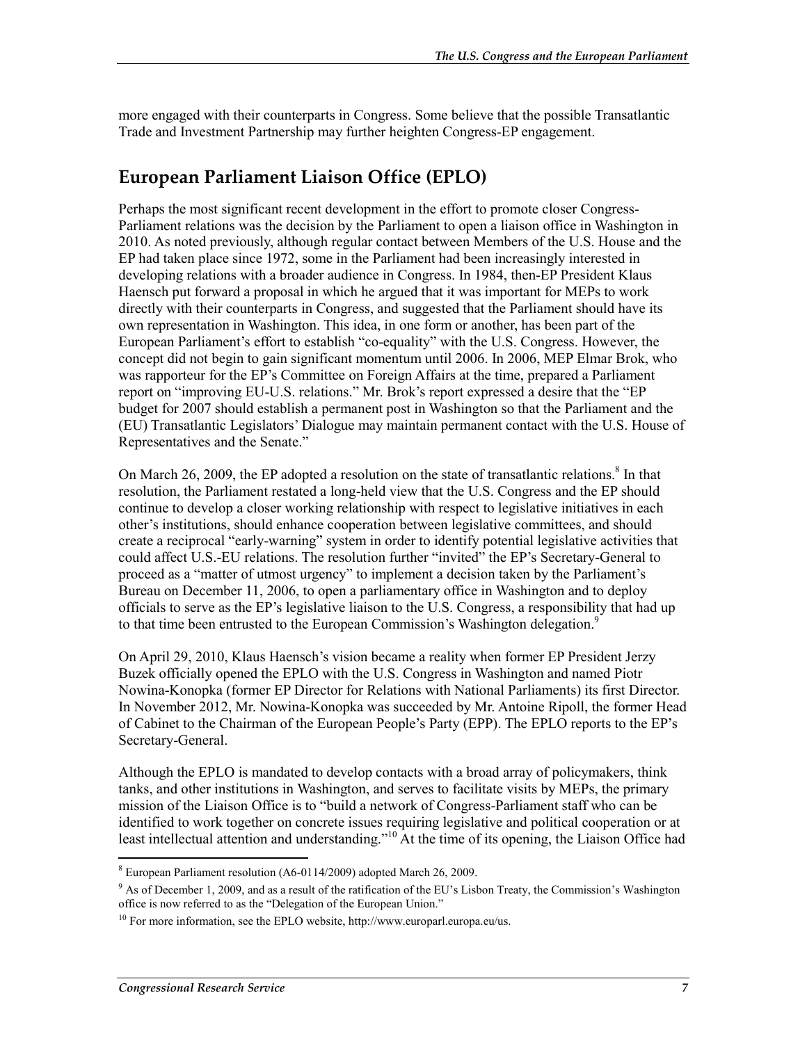more engaged with their counterparts in Congress. Some believe that the possible Transatlantic Trade and Investment Partnership may further heighten Congress-EP engagement.

## European Parliament Liaison Office (EPLO)

Perhaps the most significant recent development in the effort to promote closer Congress-Parliament relations was the decision by the Parliament to open a liaison office in Washington in 2010. As noted previously, although regular contact between Members of the U.S. House and the EP had taken place since 1972, some in the Parliament had been increasingly interested in developing relations with a broader audience in Congress. In 1984, then-EP President Klaus Haensch put forward a proposal in which he argued that it was important for MEPs to work directly with their counterparts in Congress, and suggested that the Parliament should have its own representation in Washington. This idea, in one form or another, has been part of the European Parliament's effort to establish "co-equality" with the U.S. Congress. However, the concept did not begin to gain significant momentum until 2006. In 2006, MEP Elmar Brok, who was rapporteur for the EP's Committee on Foreign Affairs at the time, prepared a Parliament report on "improving EU-U.S. relations." Mr. Brok's report expressed a desire that the "EP budget for 2007 should establish a permanent post in Washington so that the Parliament and the (EU) Transatlantic Legislators' Dialogue may maintain permanent contact with the U.S. House of Representatives and the Senate."

On March 26, 2009, the EP adopted a resolution on the state of transatlantic relations.[8] In that resolution, the Parliament restated a long-held view that the U.S. Congress and the EP should continue to develop a closer working relationship with respect to legislative initiatives in each other's institutions, should enhance cooperation between legislative committees, and should create a reciprocal "early-warning" system in order to identify potential legislative activities that could affect U.S.-EU relations. The resolution further "invited" the EP's Secretary-General to proceed as a "matter of utmost urgency" to implement a decision taken by the Parliament's Bureau on December 11, 2006, to open a parliamentary office in Washington and to deploy officials to serve as the EP's legislative liaison to the U.S. Congress, a responsibility that had up to that time been entrusted to the European Commission's Washington delegation.[9]

On April 29, 2010, Klaus Haensch's vision became a reality when former EP President Jerzy Buzek officially opened the EPLO with the U.S. Congress in Washington and named Piotr Nowina-Konopka (former EP Director for Relations with National Parliaments) its first Director. In November 2012, Mr. Nowina-Konopka was succeeded by Mr. Antoine Ripoll, the former Head of Cabinet to the Chairman of the European People's Party (EPP). The EPLO reports to the EP's Secretary-General.

Although the EPLO is mandated to develop contacts with a broad array of policymakers, think tanks, and other institutions in Washington, and serves to facilitate visits by MEPs, the primary mission of the Liaison Office is to "build a network of Congress-Parliament staff who can be identified to work together on concrete issues requiring legislative and political cooperation or at least intellectual attention and understanding."[10] At the time of its opening, the Liaison Office had

---

[8] European Parliament resolution (A6-0114/2009) adopted March 26, 2009.

[9] As of December 1, 2009, and as a result of the ratification of the EU's Lisbon Treaty, the Commission's Washington office is now referred to as the "Delegation of the European Union."

[10] For more information, see the EPLO website, http://www.europarl.europa.eu/us.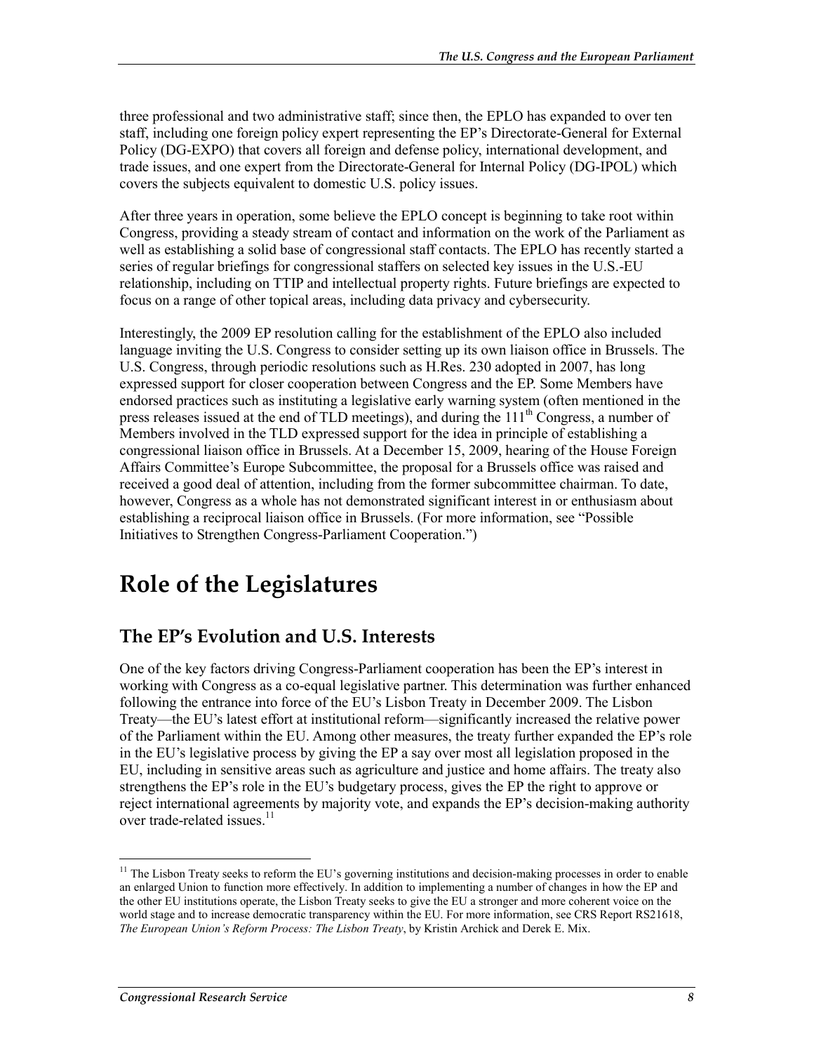three professional and two administrative staff; since then, the EPLO has expanded to over ten staff, including one foreign policy expert representing the EP's Directorate-General for External Policy (DG-EXPO) that covers all foreign and defense policy, international development, and trade issues, and one expert from the Directorate-General for Internal Policy (DG-IPOL) which covers the subjects equivalent to domestic U.S. policy issues.

After three years in operation, some believe the EPLO concept is beginning to take root within Congress, providing a steady stream of contact and information on the work of the Parliament as well as establishing a solid base of congressional staff contacts. The EPLO has recently started a series of regular briefings for congressional staffers on selected key issues in the U.S.-EU relationship, including on TTIP and intellectual property rights. Future briefings are expected to focus on a range of other topical areas, including data privacy and cybersecurity.

Interestingly, the 2009 EP resolution calling for the establishment of the EPLO also included language inviting the U.S. Congress to consider setting up its own liaison office in Brussels. The U.S. Congress, through periodic resolutions such as H.Res. 230 adopted in 2007, has long expressed support for closer cooperation between Congress and the EP. Some Members have endorsed practices such as instituting a legislative early warning system (often mentioned in the press releases issued at the end of TLD meetings), and during the 111th Congress, a number of Members involved in the TLD expressed support for the idea in principle of establishing a congressional liaison office in Brussels. At a December 15, 2009, hearing of the House Foreign Affairs Committee's Europe Subcommittee, the proposal for a Brussels office was raised and received a good deal of attention, including from the former subcommittee chairman. To date, however, Congress as a whole has not demonstrated significant interest in or enthusiasm about establishing a reciprocal liaison office in Brussels. (For more information, see "Possible Initiatives to Strengthen Congress-Parliament Cooperation.")

# Role of the Legislatures

## The EP's Evolution and U.S. Interests

One of the key factors driving Congress-Parliament cooperation has been the EP's interest in working with Congress as a co-equal legislative partner. This determination was further enhanced following the entrance into force of the EU's Lisbon Treaty in December 2009. The Lisbon Treaty—the EU's latest effort at institutional reform—significantly increased the relative power of the Parliament within the EU. Among other measures, the treaty further expanded the EP's role in the EU's legislative process by giving the EP a say over most all legislation proposed in the EU, including in sensitive areas such as agriculture and justice and home affairs. The treaty also strengthens the EP's role in the EU's budgetary process, gives the EP the right to approve or reject international agreements by majority vote, and expands the EP's decision-making authority over trade-related issues.[11]

[11] The Lisbon Treaty seeks to reform the EU's governing institutions and decision-making processes in order to enable an enlarged Union to function more effectively. In addition to implementing a number of changes in how the EP and the other EU institutions operate, the Lisbon Treaty seeks to give the EU a stronger and more coherent voice on the world stage and to increase democratic transparency within the EU. For more information, see CRS Report RS21618, *The European Union's Reform Process: The Lisbon Treaty*, by Kristin Archick and Derek E. Mix.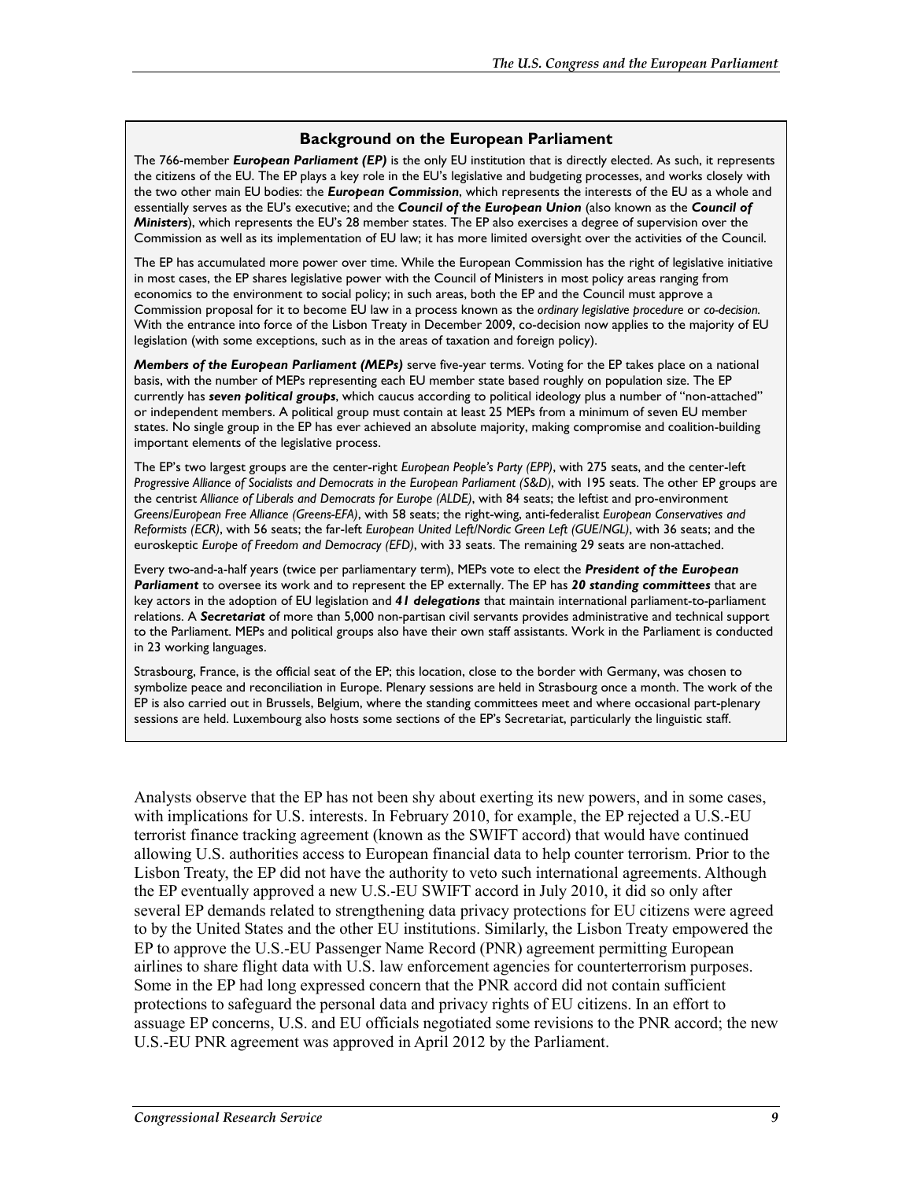### Background on the European Parliament

The 766-member ***European Parliament (EP)*** is the only EU institution that is directly elected. As such, it represents the citizens of the EU. The EP plays a key role in the EU's legislative and budgeting processes, and works closely with the two other main EU bodies: the ***European Commission***, which represents the interests of the EU as a whole and essentially serves as the EU's executive; and the ***Council of the European Union*** (also known as the ***Council of Ministers***), which represents the EU's 28 member states. The EP also exercises a degree of supervision over the Commission as well as its implementation of EU law; it has more limited oversight over the activities of the Council.

The EP has accumulated more power over time. While the European Commission has the right of legislative initiative in most cases, the EP shares legislative power with the Council of Ministers in most policy areas ranging from economics to the environment to social policy; in such areas, both the EP and the Council must approve a Commission proposal for it to become EU law in a process known as the *ordinary legislative procedure* or *co-decision*. With the entrance into force of the Lisbon Treaty in December 2009, co-decision now applies to the majority of EU legislation (with some exceptions, such as in the areas of taxation and foreign policy).

***Members of the European Parliament (MEPs)*** serve five-year terms. Voting for the EP takes place on a national basis, with the number of MEPs representing each EU member state based roughly on population size. The EP currently has ***seven political groups***, which caucus according to political ideology plus a number of "non-attached" or independent members. A political group must contain at least 25 MEPs from a minimum of seven EU member states. No single group in the EP has ever achieved an absolute majority, making compromise and coalition-building important elements of the legislative process.

The EP's two largest groups are the center-right *European People's Party (EPP)*, with 275 seats, and the center-left *Progressive Alliance of Socialists and Democrats in the European Parliament (S&D)*, with 195 seats. The other EP groups are the centrist *Alliance of Liberals and Democrats for Europe (ALDE)*, with 84 seats; the leftist and pro-environment *Greens/European Free Alliance (Greens-EFA)*, with 58 seats; the right-wing, anti-federalist *European Conservatives and Reformists (ECR)*, with 56 seats; the far-left *European United Left/Nordic Green Left (GUE/NGL)*, with 36 seats; and the euroskeptic *Europe of Freedom and Democracy (EFD)*, with 33 seats. The remaining 29 seats are non-attached.

Every two-and-a-half years (twice per parliamentary term), MEPs vote to elect the ***President of the European Parliament*** to oversee its work and to represent the EP externally. The EP has ***20 standing committees*** that are key actors in the adoption of EU legislation and ***41 delegations*** that maintain international parliament-to-parliament relations. A ***Secretariat*** of more than 5,000 non-partisan civil servants provides administrative and technical support to the Parliament. MEPs and political groups also have their own staff assistants. Work in the Parliament is conducted in 23 working languages.

Strasbourg, France, is the official seat of the EP; this location, close to the border with Germany, was chosen to symbolize peace and reconciliation in Europe. Plenary sessions are held in Strasbourg once a month. The work of the EP is also carried out in Brussels, Belgium, where the standing committees meet and where occasional part-plenary sessions are held. Luxembourg also hosts some sections of the EP's Secretariat, particularly the linguistic staff.

---

Analysts observe that the EP has not been shy about exerting its new powers, and in some cases, with implications for U.S. interests. In February 2010, for example, the EP rejected a U.S.-EU terrorist finance tracking agreement (known as the SWIFT accord) that would have continued allowing U.S. authorities access to European financial data to help counter terrorism. Prior to the Lisbon Treaty, the EP did not have the authority to veto such international agreements. Although the EP eventually approved a new U.S.-EU SWIFT accord in July 2010, it did so only after several EP demands related to strengthening data privacy protections for EU citizens were agreed to by the United States and the other EU institutions. Similarly, the Lisbon Treaty empowered the EP to approve the U.S.-EU Passenger Name Record (PNR) agreement permitting European airlines to share flight data with U.S. law enforcement agencies for counterterrorism purposes. Some in the EP had long expressed concern that the PNR accord did not contain sufficient protections to safeguard the personal data and privacy rights of EU citizens. In an effort to assuage EP concerns, U.S. and EU officials negotiated some revisions to the PNR accord; the new U.S.-EU PNR agreement was approved in April 2012 by the Parliament.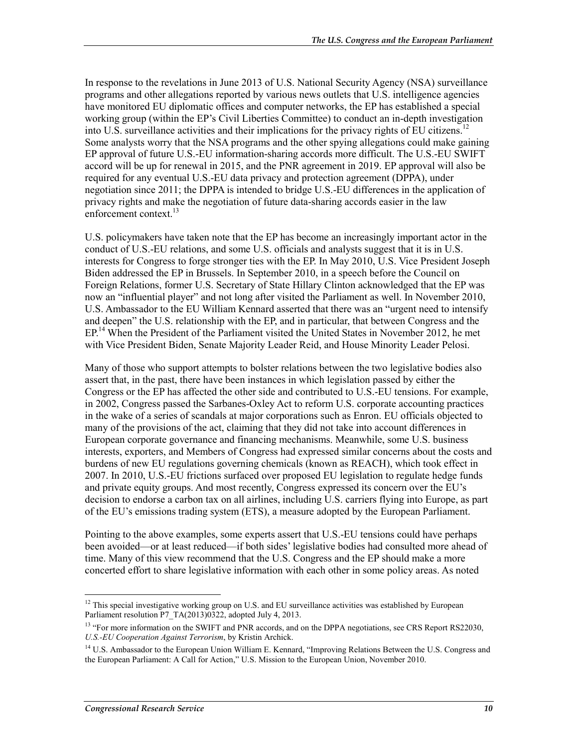In response to the revelations in June 2013 of U.S. National Security Agency (NSA) surveillance programs and other allegations reported by various news outlets that U.S. intelligence agencies have monitored EU diplomatic offices and computer networks, the EP has established a special working group (within the EP's Civil Liberties Committee) to conduct an in-depth investigation into U.S. surveillance activities and their implications for the privacy rights of EU citizens.[12] Some analysts worry that the NSA programs and the other spying allegations could make gaining EP approval of future U.S.-EU information-sharing accords more difficult. The U.S.-EU SWIFT accord will be up for renewal in 2015, and the PNR agreement in 2019. EP approval will also be required for any eventual U.S.-EU data privacy and protection agreement (DPPA), under negotiation since 2011; the DPPA is intended to bridge U.S.-EU differences in the application of privacy rights and make the negotiation of future data-sharing accords easier in the law enforcement context.[13]

U.S. policymakers have taken note that the EP has become an increasingly important actor in the conduct of U.S.-EU relations, and some U.S. officials and analysts suggest that it is in U.S. interests for Congress to forge stronger ties with the EP. In May 2010, U.S. Vice President Joseph Biden addressed the EP in Brussels. In September 2010, in a speech before the Council on Foreign Relations, former U.S. Secretary of State Hillary Clinton acknowledged that the EP was now an "influential player" and not long after visited the Parliament as well. In November 2010, U.S. Ambassador to the EU William Kennard asserted that there was an "urgent need to intensify and deepen" the U.S. relationship with the EP, and in particular, that between Congress and the EP.[14] When the President of the Parliament visited the United States in November 2012, he met with Vice President Biden, Senate Majority Leader Reid, and House Minority Leader Pelosi.

Many of those who support attempts to bolster relations between the two legislative bodies also assert that, in the past, there have been instances in which legislation passed by either the Congress or the EP has affected the other side and contributed to U.S.-EU tensions. For example, in 2002, Congress passed the Sarbanes-Oxley Act to reform U.S. corporate accounting practices in the wake of a series of scandals at major corporations such as Enron. EU officials objected to many of the provisions of the act, claiming that they did not take into account differences in European corporate governance and financing mechanisms. Meanwhile, some U.S. business interests, exporters, and Members of Congress had expressed similar concerns about the costs and burdens of new EU regulations governing chemicals (known as REACH), which took effect in 2007. In 2010, U.S.-EU frictions surfaced over proposed EU legislation to regulate hedge funds and private equity groups. And most recently, Congress expressed its concern over the EU's decision to endorse a carbon tax on all airlines, including U.S. carriers flying into Europe, as part of the EU's emissions trading system (ETS), a measure adopted by the European Parliament.

Pointing to the above examples, some experts assert that U.S.-EU tensions could have perhaps been avoided—or at least reduced—if both sides' legislative bodies had consulted more ahead of time. Many of this view recommend that the U.S. Congress and the EP should make a more concerted effort to share legislative information with each other in some policy areas. As noted

---

[12] This special investigative working group on U.S. and EU surveillance activities was established by European Parliament resolution P7_TA(2013)0322, adopted July 4, 2013.

[13] "For more information on the SWIFT and PNR accords, and on the DPPA negotiations, see CRS Report RS22030, *U.S.-EU Cooperation Against Terrorism*, by Kristin Archick.

[14] U.S. Ambassador to the European Union William E. Kennard, "Improving Relations Between the U.S. Congress and the European Parliament: A Call for Action," U.S. Mission to the European Union, November 2010.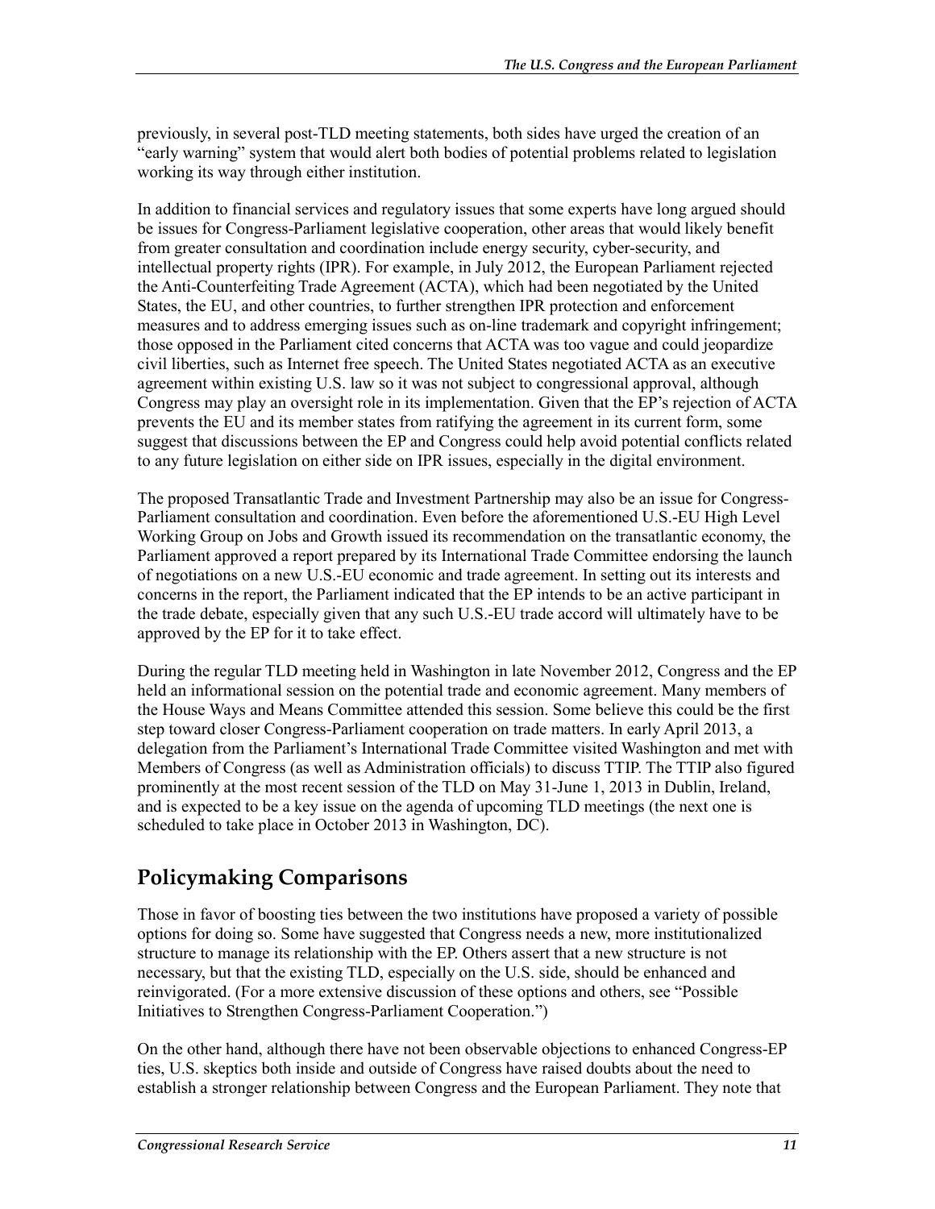previously, in several post-TLD meeting statements, both sides have urged the creation of an "early warning" system that would alert both bodies of potential problems related to legislation working its way through either institution.

In addition to financial services and regulatory issues that some experts have long argued should be issues for Congress-Parliament legislative cooperation, other areas that would likely benefit from greater consultation and coordination include energy security, cyber-security, and intellectual property rights (IPR). For example, in July 2012, the European Parliament rejected the Anti-Counterfeiting Trade Agreement (ACTA), which had been negotiated by the United States, the EU, and other countries, to further strengthen IPR protection and enforcement measures and to address emerging issues such as on-line trademark and copyright infringement; those opposed in the Parliament cited concerns that ACTA was too vague and could jeopardize civil liberties, such as Internet free speech. The United States negotiated ACTA as an executive agreement within existing U.S. law so it was not subject to congressional approval, although Congress may play an oversight role in its implementation. Given that the EP's rejection of ACTA prevents the EU and its member states from ratifying the agreement in its current form, some suggest that discussions between the EP and Congress could help avoid potential conflicts related to any future legislation on either side on IPR issues, especially in the digital environment.

The proposed Transatlantic Trade and Investment Partnership may also be an issue for Congress-Parliament consultation and coordination. Even before the aforementioned U.S.-EU High Level Working Group on Jobs and Growth issued its recommendation on the transatlantic economy, the Parliament approved a report prepared by its International Trade Committee endorsing the launch of negotiations on a new U.S.-EU economic and trade agreement. In setting out its interests and concerns in the report, the Parliament indicated that the EP intends to be an active participant in the trade debate, especially given that any such U.S.-EU trade accord will ultimately have to be approved by the EP for it to take effect.

During the regular TLD meeting held in Washington in late November 2012, Congress and the EP held an informational session on the potential trade and economic agreement. Many members of the House Ways and Means Committee attended this session. Some believe this could be the first step toward closer Congress-Parliament cooperation on trade matters. In early April 2013, a delegation from the Parliament's International Trade Committee visited Washington and met with Members of Congress (as well as Administration officials) to discuss TTIP. The TTIP also figured prominently at the most recent session of the TLD on May 31-June 1, 2013 in Dublin, Ireland, and is expected to be a key issue on the agenda of upcoming TLD meetings (the next one is scheduled to take place in October 2013 in Washington, DC).

## Policymaking Comparisons

Those in favor of boosting ties between the two institutions have proposed a variety of possible options for doing so. Some have suggested that Congress needs a new, more institutionalized structure to manage its relationship with the EP. Others assert that a new structure is not necessary, but that the existing TLD, especially on the U.S. side, should be enhanced and reinvigorated. (For a more extensive discussion of these options and others, see "Possible Initiatives to Strengthen Congress-Parliament Cooperation.")

On the other hand, although there have not been observable objections to enhanced Congress-EP ties, U.S. skeptics both inside and outside of Congress have raised doubts about the need to establish a stronger relationship between Congress and the European Parliament. They note that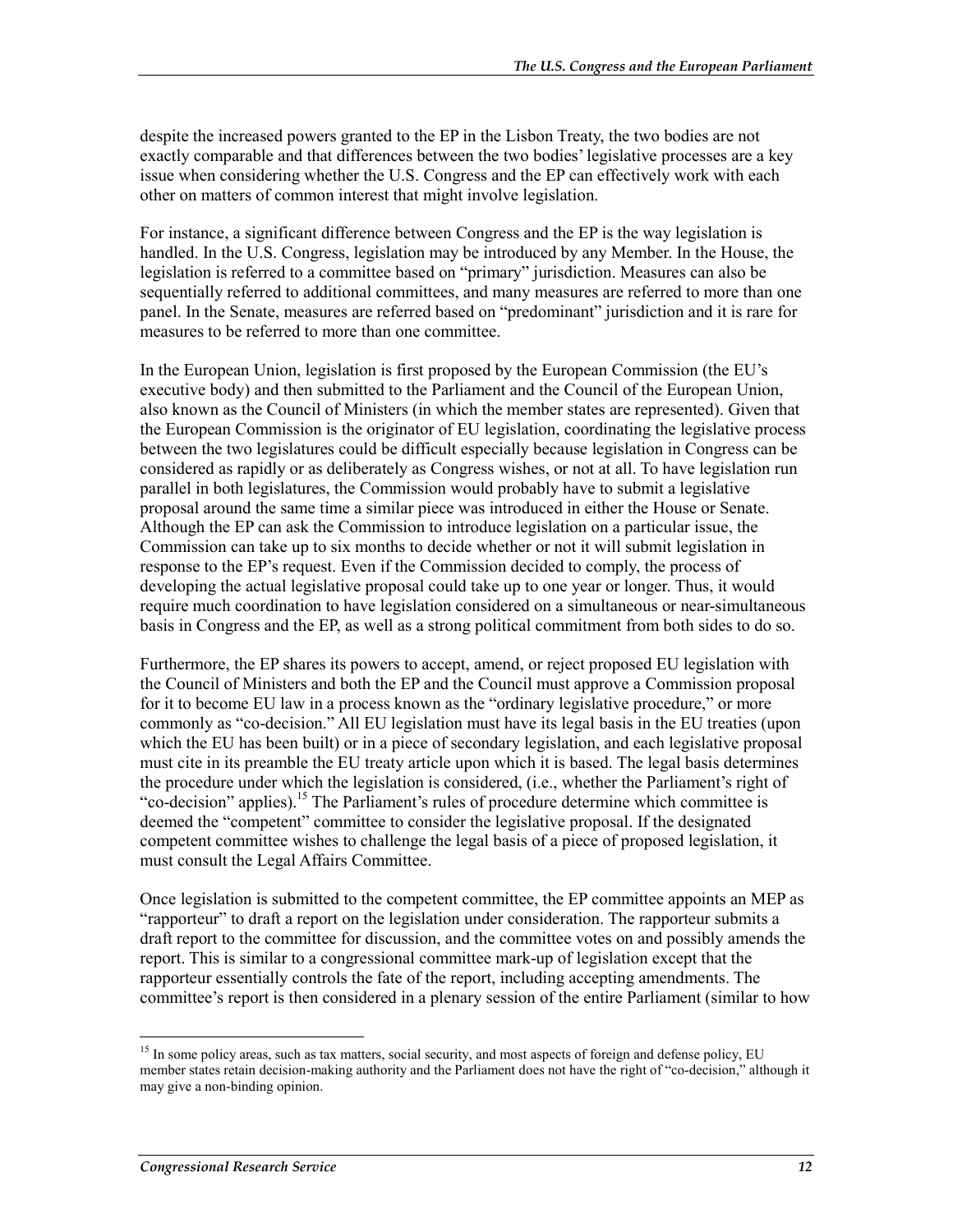despite the increased powers granted to the EP in the Lisbon Treaty, the two bodies are not exactly comparable and that differences between the two bodies' legislative processes are a key issue when considering whether the U.S. Congress and the EP can effectively work with each other on matters of common interest that might involve legislation.

For instance, a significant difference between Congress and the EP is the way legislation is handled. In the U.S. Congress, legislation may be introduced by any Member. In the House, the legislation is referred to a committee based on "primary" jurisdiction. Measures can also be sequentially referred to additional committees, and many measures are referred to more than one panel. In the Senate, measures are referred based on "predominant" jurisdiction and it is rare for measures to be referred to more than one committee.

In the European Union, legislation is first proposed by the European Commission (the EU's executive body) and then submitted to the Parliament and the Council of the European Union, also known as the Council of Ministers (in which the member states are represented). Given that the European Commission is the originator of EU legislation, coordinating the legislative process between the two legislatures could be difficult especially because legislation in Congress can be considered as rapidly or as deliberately as Congress wishes, or not at all. To have legislation run parallel in both legislatures, the Commission would probably have to submit a legislative proposal around the same time a similar piece was introduced in either the House or Senate. Although the EP can ask the Commission to introduce legislation on a particular issue, the Commission can take up to six months to decide whether or not it will submit legislation in response to the EP's request. Even if the Commission decided to comply, the process of developing the actual legislative proposal could take up to one year or longer. Thus, it would require much coordination to have legislation considered on a simultaneous or near-simultaneous basis in Congress and the EP, as well as a strong political commitment from both sides to do so.

Furthermore, the EP shares its powers to accept, amend, or reject proposed EU legislation with the Council of Ministers and both the EP and the Council must approve a Commission proposal for it to become EU law in a process known as the "ordinary legislative procedure," or more commonly as "co-decision." All EU legislation must have its legal basis in the EU treaties (upon which the EU has been built) or in a piece of secondary legislation, and each legislative proposal must cite in its preamble the EU treaty article upon which it is based. The legal basis determines the procedure under which the legislation is considered, (i.e., whether the Parliament's right of "co-decision" applies).[15] The Parliament's rules of procedure determine which committee is deemed the "competent" committee to consider the legislative proposal. If the designated competent committee wishes to challenge the legal basis of a piece of proposed legislation, it must consult the Legal Affairs Committee.

Once legislation is submitted to the competent committee, the EP committee appoints an MEP as "rapporteur" to draft a report on the legislation under consideration. The rapporteur submits a draft report to the committee for discussion, and the committee votes on and possibly amends the report. This is similar to a congressional committee mark-up of legislation except that the rapporteur essentially controls the fate of the report, including accepting amendments. The committee's report is then considered in a plenary session of the entire Parliament (similar to how

[15] In some policy areas, such as tax matters, social security, and most aspects of foreign and defense policy, EU member states retain decision-making authority and the Parliament does not have the right of "co-decision," although it may give a non-binding opinion.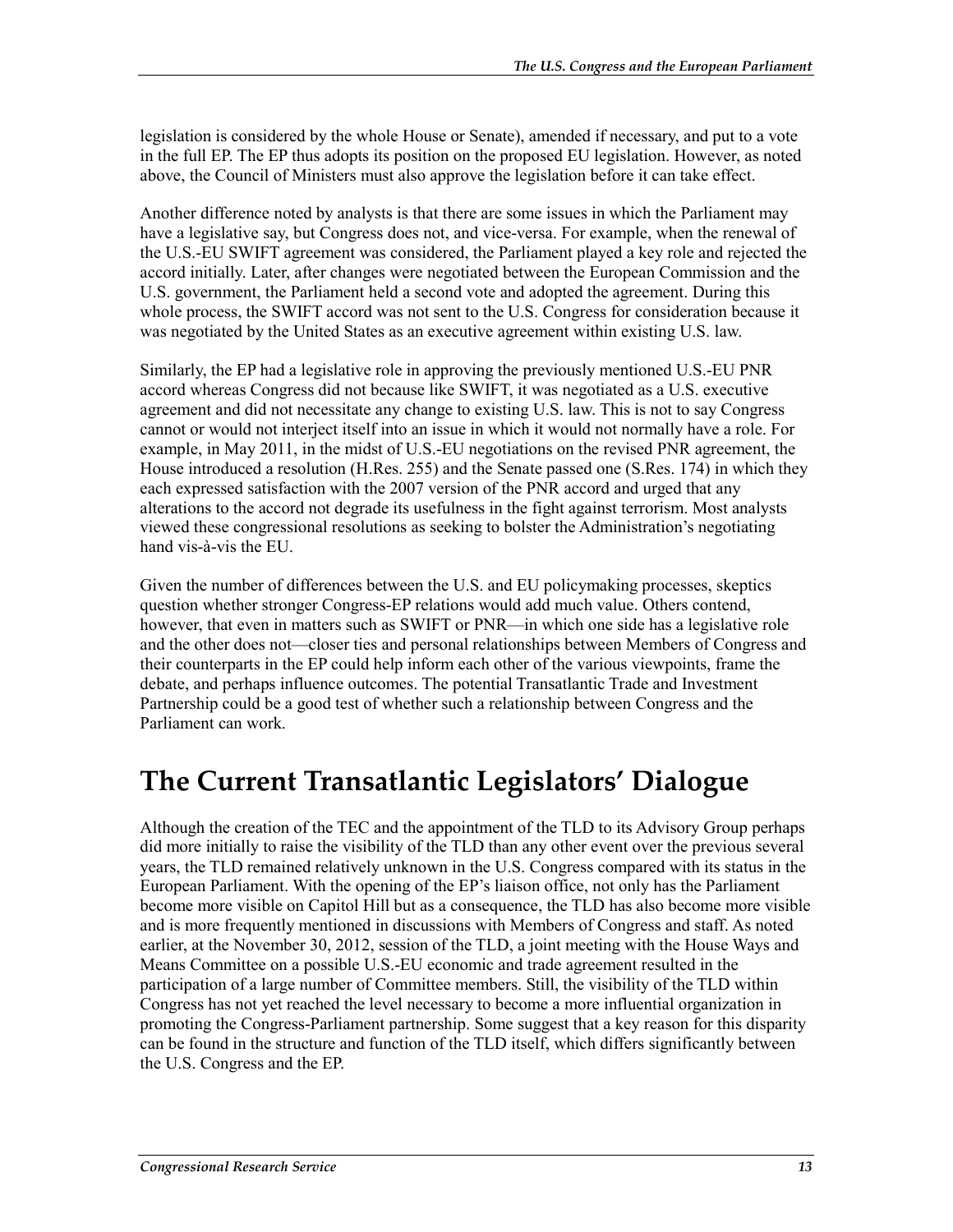legislation is considered by the whole House or Senate), amended if necessary, and put to a vote in the full EP. The EP thus adopts its position on the proposed EU legislation. However, as noted above, the Council of Ministers must also approve the legislation before it can take effect.

Another difference noted by analysts is that there are some issues in which the Parliament may have a legislative say, but Congress does not, and vice-versa. For example, when the renewal of the U.S.-EU SWIFT agreement was considered, the Parliament played a key role and rejected the accord initially. Later, after changes were negotiated between the European Commission and the U.S. government, the Parliament held a second vote and adopted the agreement. During this whole process, the SWIFT accord was not sent to the U.S. Congress for consideration because it was negotiated by the United States as an executive agreement within existing U.S. law.

Similarly, the EP had a legislative role in approving the previously mentioned U.S.-EU PNR accord whereas Congress did not because like SWIFT, it was negotiated as a U.S. executive agreement and did not necessitate any change to existing U.S. law. This is not to say Congress cannot or would not interject itself into an issue in which it would not normally have a role. For example, in May 2011, in the midst of U.S.-EU negotiations on the revised PNR agreement, the House introduced a resolution (H.Res. 255) and the Senate passed one (S.Res. 174) in which they each expressed satisfaction with the 2007 version of the PNR accord and urged that any alterations to the accord not degrade its usefulness in the fight against terrorism. Most analysts viewed these congressional resolutions as seeking to bolster the Administration's negotiating hand vis-à-vis the EU.

Given the number of differences between the U.S. and EU policymaking processes, skeptics question whether stronger Congress-EP relations would add much value. Others contend, however, that even in matters such as SWIFT or PNR—in which one side has a legislative role and the other does not—closer ties and personal relationships between Members of Congress and their counterparts in the EP could help inform each other of the various viewpoints, frame the debate, and perhaps influence outcomes. The potential Transatlantic Trade and Investment Partnership could be a good test of whether such a relationship between Congress and the Parliament can work.

# The Current Transatlantic Legislators' Dialogue

Although the creation of the TEC and the appointment of the TLD to its Advisory Group perhaps did more initially to raise the visibility of the TLD than any other event over the previous several years, the TLD remained relatively unknown in the U.S. Congress compared with its status in the European Parliament. With the opening of the EP's liaison office, not only has the Parliament become more visible on Capitol Hill but as a consequence, the TLD has also become more visible and is more frequently mentioned in discussions with Members of Congress and staff. As noted earlier, at the November 30, 2012, session of the TLD, a joint meeting with the House Ways and Means Committee on a possible U.S.-EU economic and trade agreement resulted in the participation of a large number of Committee members. Still, the visibility of the TLD within Congress has not yet reached the level necessary to become a more influential organization in promoting the Congress-Parliament partnership. Some suggest that a key reason for this disparity can be found in the structure and function of the TLD itself, which differs significantly between the U.S. Congress and the EP.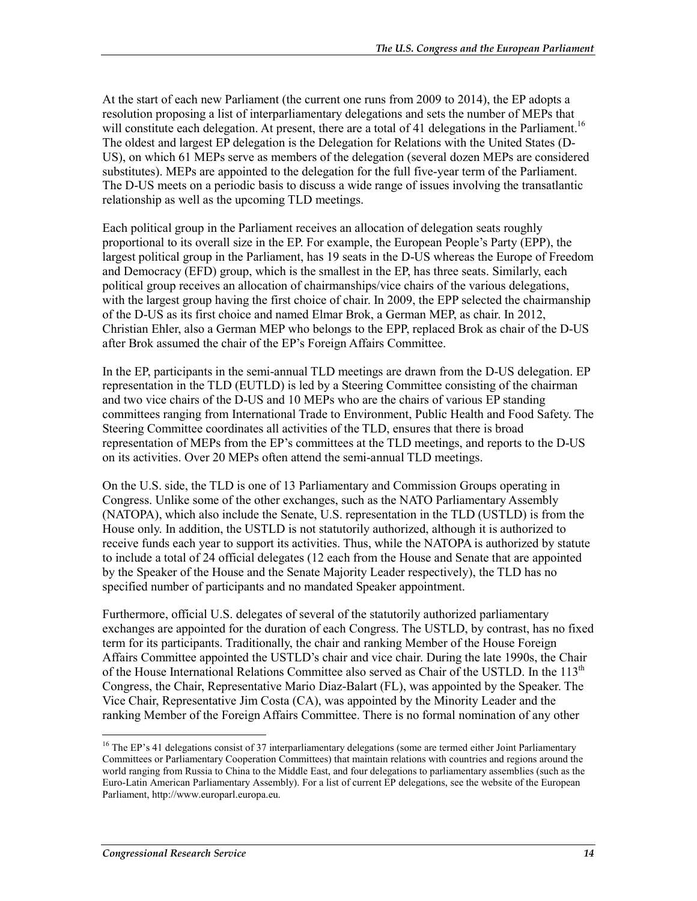At the start of each new Parliament (the current one runs from 2009 to 2014), the EP adopts a resolution proposing a list of interparliamentary delegations and sets the number of MEPs that will constitute each delegation. At present, there are a total of 41 delegations in the Parliament.[16] The oldest and largest EP delegation is the Delegation for Relations with the United States (D-US), on which 61 MEPs serve as members of the delegation (several dozen MEPs are considered substitutes). MEPs are appointed to the delegation for the full five-year term of the Parliament. The D-US meets on a periodic basis to discuss a wide range of issues involving the transatlantic relationship as well as the upcoming TLD meetings.

Each political group in the Parliament receives an allocation of delegation seats roughly proportional to its overall size in the EP. For example, the European People's Party (EPP), the largest political group in the Parliament, has 19 seats in the D-US whereas the Europe of Freedom and Democracy (EFD) group, which is the smallest in the EP, has three seats. Similarly, each political group receives an allocation of chairmanships/vice chairs of the various delegations, with the largest group having the first choice of chair. In 2009, the EPP selected the chairmanship of the D-US as its first choice and named Elmar Brok, a German MEP, as chair. In 2012, Christian Ehler, also a German MEP who belongs to the EPP, replaced Brok as chair of the D-US after Brok assumed the chair of the EP's Foreign Affairs Committee.

In the EP, participants in the semi-annual TLD meetings are drawn from the D-US delegation. EP representation in the TLD (EUTLD) is led by a Steering Committee consisting of the chairman and two vice chairs of the D-US and 10 MEPs who are the chairs of various EP standing committees ranging from International Trade to Environment, Public Health and Food Safety. The Steering Committee coordinates all activities of the TLD, ensures that there is broad representation of MEPs from the EP's committees at the TLD meetings, and reports to the D-US on its activities. Over 20 MEPs often attend the semi-annual TLD meetings.

On the U.S. side, the TLD is one of 13 Parliamentary and Commission Groups operating in Congress. Unlike some of the other exchanges, such as the NATO Parliamentary Assembly (NATOPA), which also include the Senate, U.S. representation in the TLD (USTLD) is from the House only. In addition, the USTLD is not statutorily authorized, although it is authorized to receive funds each year to support its activities. Thus, while the NATOPA is authorized by statute to include a total of 24 official delegates (12 each from the House and Senate that are appointed by the Speaker of the House and the Senate Majority Leader respectively), the TLD has no specified number of participants and no mandated Speaker appointment.

Furthermore, official U.S. delegates of several of the statutorily authorized parliamentary exchanges are appointed for the duration of each Congress. The USTLD, by contrast, has no fixed term for its participants. Traditionally, the chair and ranking Member of the House Foreign Affairs Committee appointed the USTLD's chair and vice chair. During the late 1990s, the Chair of the House International Relations Committee also served as Chair of the USTLD. In the 113th Congress, the Chair, Representative Mario Diaz-Balart (FL), was appointed by the Speaker. The Vice Chair, Representative Jim Costa (CA), was appointed by the Minority Leader and the ranking Member of the Foreign Affairs Committee. There is no formal nomination of any other

[16] The EP's 41 delegations consist of 37 interparliamentary delegations (some are termed either Joint Parliamentary Committees or Parliamentary Cooperation Committees) that maintain relations with countries and regions around the world ranging from Russia to China to the Middle East, and four delegations to parliamentary assemblies (such as the Euro-Latin American Parliamentary Assembly). For a list of current EP delegations, see the website of the European Parliament, http://www.europarl.europa.eu.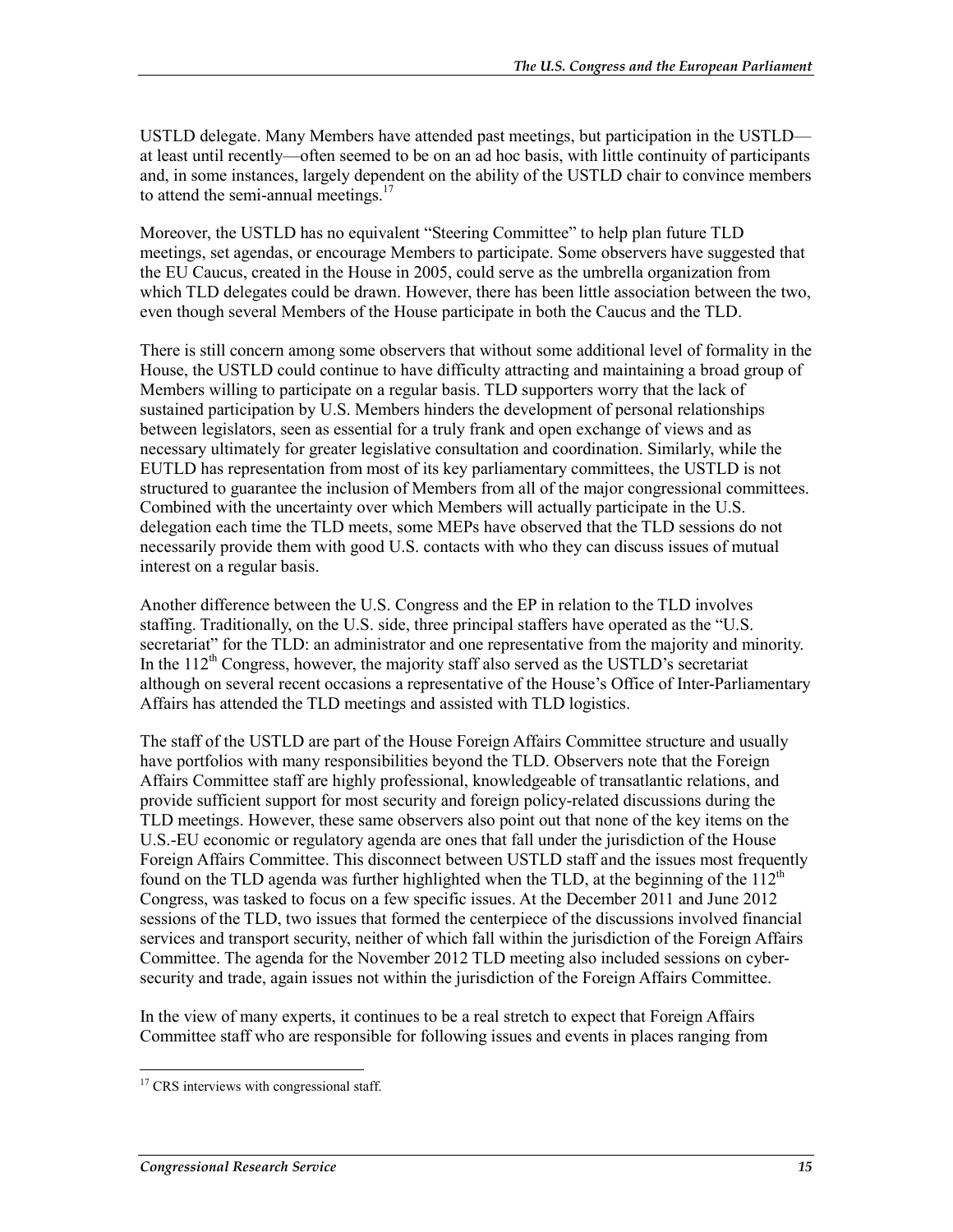USTLD delegate. Many Members have attended past meetings, but participation in the USTLD—at least until recently—often seemed to be on an ad hoc basis, with little continuity of participants and, in some instances, largely dependent on the ability of the USTLD chair to convince members to attend the semi-annual meetings.[17]

Moreover, the USTLD has no equivalent "Steering Committee" to help plan future TLD meetings, set agendas, or encourage Members to participate. Some observers have suggested that the EU Caucus, created in the House in 2005, could serve as the umbrella organization from which TLD delegates could be drawn. However, there has been little association between the two, even though several Members of the House participate in both the Caucus and the TLD.

There is still concern among some observers that without some additional level of formality in the House, the USTLD could continue to have difficulty attracting and maintaining a broad group of Members willing to participate on a regular basis. TLD supporters worry that the lack of sustained participation by U.S. Members hinders the development of personal relationships between legislators, seen as essential for a truly frank and open exchange of views and as necessary ultimately for greater legislative consultation and coordination. Similarly, while the EUTLD has representation from most of its key parliamentary committees, the USTLD is not structured to guarantee the inclusion of Members from all of the major congressional committees. Combined with the uncertainty over which Members will actually participate in the U.S. delegation each time the TLD meets, some MEPs have observed that the TLD sessions do not necessarily provide them with good U.S. contacts with who they can discuss issues of mutual interest on a regular basis.

Another difference between the U.S. Congress and the EP in relation to the TLD involves staffing. Traditionally, on the U.S. side, three principal staffers have operated as the "U.S. secretariat" for the TLD: an administrator and one representative from the majority and minority. In the 112th Congress, however, the majority staff also served as the USTLD's secretariat although on several recent occasions a representative of the House's Office of Inter-Parliamentary Affairs has attended the TLD meetings and assisted with TLD logistics.

The staff of the USTLD are part of the House Foreign Affairs Committee structure and usually have portfolios with many responsibilities beyond the TLD. Observers note that the Foreign Affairs Committee staff are highly professional, knowledgeable of transatlantic relations, and provide sufficient support for most security and foreign policy-related discussions during the TLD meetings. However, these same observers also point out that none of the key items on the U.S.-EU economic or regulatory agenda are ones that fall under the jurisdiction of the House Foreign Affairs Committee. This disconnect between USTLD staff and the issues most frequently found on the TLD agenda was further highlighted when the TLD, at the beginning of the 112th Congress, was tasked to focus on a few specific issues. At the December 2011 and June 2012 sessions of the TLD, two issues that formed the centerpiece of the discussions involved financial services and transport security, neither of which fall within the jurisdiction of the Foreign Affairs Committee. The agenda for the November 2012 TLD meeting also included sessions on cyber-security and trade, again issues not within the jurisdiction of the Foreign Affairs Committee.

In the view of many experts, it continues to be a real stretch to expect that Foreign Affairs Committee staff who are responsible for following issues and events in places ranging from

---

[17] CRS interviews with congressional staff.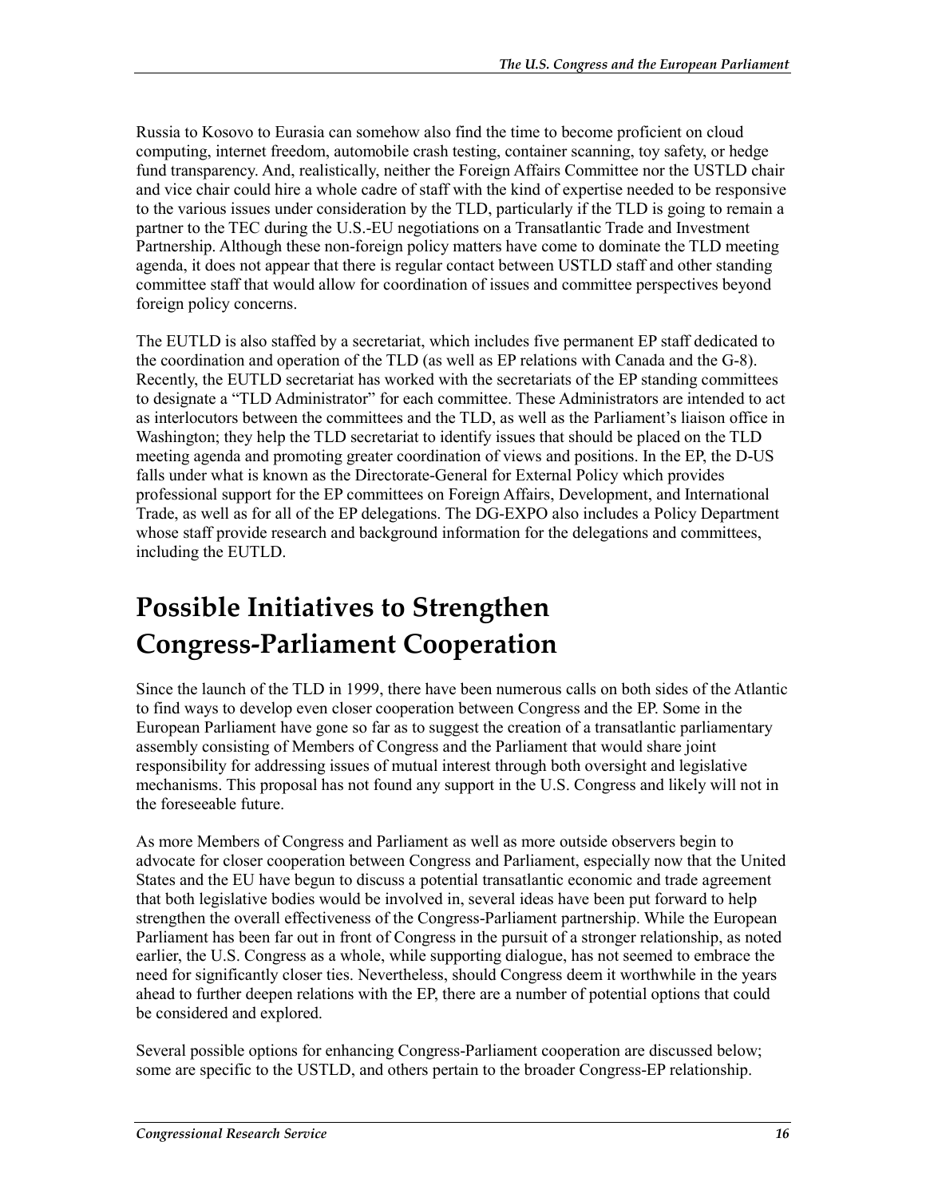Russia to Kosovo to Eurasia can somehow also find the time to become proficient on cloud computing, internet freedom, automobile crash testing, container scanning, toy safety, or hedge fund transparency. And, realistically, neither the Foreign Affairs Committee nor the USTLD chair and vice chair could hire a whole cadre of staff with the kind of expertise needed to be responsive to the various issues under consideration by the TLD, particularly if the TLD is going to remain a partner to the TEC during the U.S.-EU negotiations on a Transatlantic Trade and Investment Partnership. Although these non-foreign policy matters have come to dominate the TLD meeting agenda, it does not appear that there is regular contact between USTLD staff and other standing committee staff that would allow for coordination of issues and committee perspectives beyond foreign policy concerns.

The EUTLD is also staffed by a secretariat, which includes five permanent EP staff dedicated to the coordination and operation of the TLD (as well as EP relations with Canada and the G-8). Recently, the EUTLD secretariat has worked with the secretariats of the EP standing committees to designate a "TLD Administrator" for each committee. These Administrators are intended to act as interlocutors between the committees and the TLD, as well as the Parliament's liaison office in Washington; they help the TLD secretariat to identify issues that should be placed on the TLD meeting agenda and promoting greater coordination of views and positions. In the EP, the D-US falls under what is known as the Directorate-General for External Policy which provides professional support for the EP committees on Foreign Affairs, Development, and International Trade, as well as for all of the EP delegations. The DG-EXPO also includes a Policy Department whose staff provide research and background information for the delegations and committees, including the EUTLD.

# Possible Initiatives to Strengthen Congress-Parliament Cooperation

Since the launch of the TLD in 1999, there have been numerous calls on both sides of the Atlantic to find ways to develop even closer cooperation between Congress and the EP. Some in the European Parliament have gone so far as to suggest the creation of a transatlantic parliamentary assembly consisting of Members of Congress and the Parliament that would share joint responsibility for addressing issues of mutual interest through both oversight and legislative mechanisms. This proposal has not found any support in the U.S. Congress and likely will not in the foreseeable future.

As more Members of Congress and Parliament as well as more outside observers begin to advocate for closer cooperation between Congress and Parliament, especially now that the United States and the EU have begun to discuss a potential transatlantic economic and trade agreement that both legislative bodies would be involved in, several ideas have been put forward to help strengthen the overall effectiveness of the Congress-Parliament partnership. While the European Parliament has been far out in front of Congress in the pursuit of a stronger relationship, as noted earlier, the U.S. Congress as a whole, while supporting dialogue, has not seemed to embrace the need for significantly closer ties. Nevertheless, should Congress deem it worthwhile in the years ahead to further deepen relations with the EP, there are a number of potential options that could be considered and explored.

Several possible options for enhancing Congress-Parliament cooperation are discussed below; some are specific to the USTLD, and others pertain to the broader Congress-EP relationship.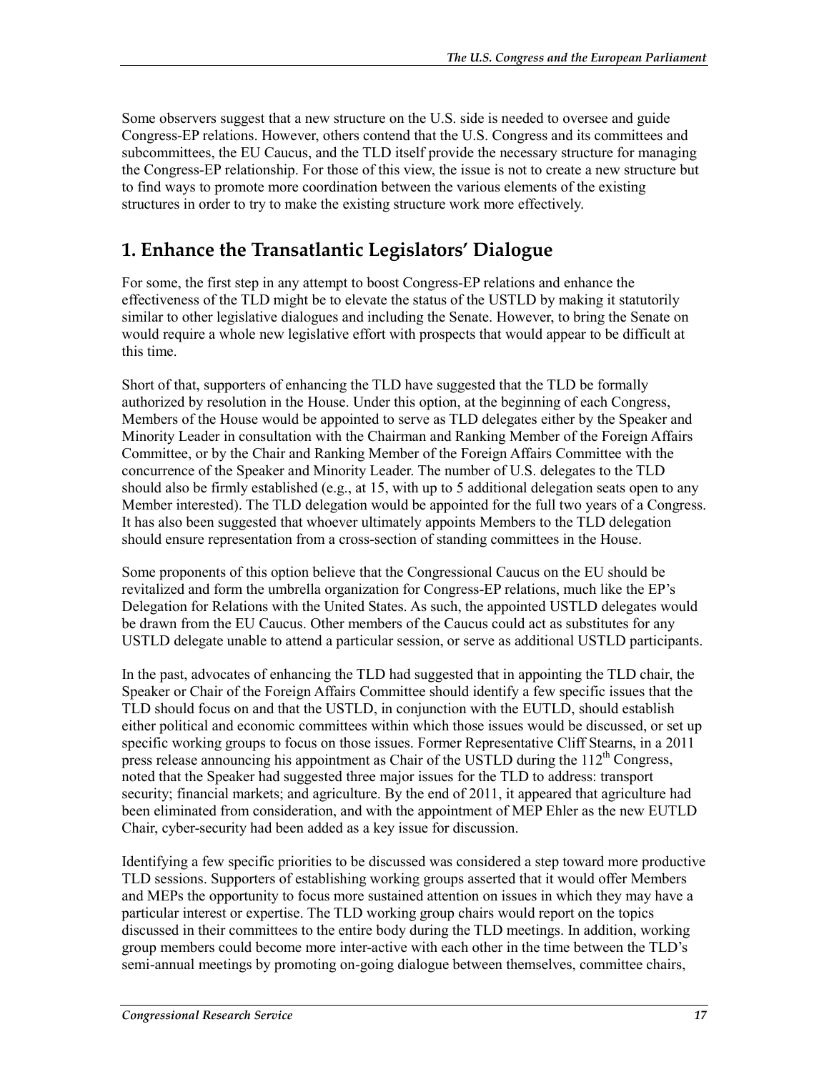Some observers suggest that a new structure on the U.S. side is needed to oversee and guide Congress-EP relations. However, others contend that the U.S. Congress and its committees and subcommittees, the EU Caucus, and the TLD itself provide the necessary structure for managing the Congress-EP relationship. For those of this view, the issue is not to create a new structure but to find ways to promote more coordination between the various elements of the existing structures in order to try to make the existing structure work more effectively.

## 1. Enhance the Transatlantic Legislators' Dialogue

For some, the first step in any attempt to boost Congress-EP relations and enhance the effectiveness of the TLD might be to elevate the status of the USTLD by making it statutorily similar to other legislative dialogues and including the Senate. However, to bring the Senate on would require a whole new legislative effort with prospects that would appear to be difficult at this time.

Short of that, supporters of enhancing the TLD have suggested that the TLD be formally authorized by resolution in the House. Under this option, at the beginning of each Congress, Members of the House would be appointed to serve as TLD delegates either by the Speaker and Minority Leader in consultation with the Chairman and Ranking Member of the Foreign Affairs Committee, or by the Chair and Ranking Member of the Foreign Affairs Committee with the concurrence of the Speaker and Minority Leader. The number of U.S. delegates to the TLD should also be firmly established (e.g., at 15, with up to 5 additional delegation seats open to any Member interested). The TLD delegation would be appointed for the full two years of a Congress. It has also been suggested that whoever ultimately appoints Members to the TLD delegation should ensure representation from a cross-section of standing committees in the House.

Some proponents of this option believe that the Congressional Caucus on the EU should be revitalized and form the umbrella organization for Congress-EP relations, much like the EP's Delegation for Relations with the United States. As such, the appointed USTLD delegates would be drawn from the EU Caucus. Other members of the Caucus could act as substitutes for any USTLD delegate unable to attend a particular session, or serve as additional USTLD participants.

In the past, advocates of enhancing the TLD had suggested that in appointing the TLD chair, the Speaker or Chair of the Foreign Affairs Committee should identify a few specific issues that the TLD should focus on and that the USTLD, in conjunction with the EUTLD, should establish either political and economic committees within which those issues would be discussed, or set up specific working groups to focus on those issues. Former Representative Cliff Stearns, in a 2011 press release announcing his appointment as Chair of the USTLD during the 112th Congress, noted that the Speaker had suggested three major issues for the TLD to address: transport security; financial markets; and agriculture. By the end of 2011, it appeared that agriculture had been eliminated from consideration, and with the appointment of MEP Ehler as the new EUTLD Chair, cyber-security had been added as a key issue for discussion.

Identifying a few specific priorities to be discussed was considered a step toward more productive TLD sessions. Supporters of establishing working groups asserted that it would offer Members and MEPs the opportunity to focus more sustained attention on issues in which they may have a particular interest or expertise. The TLD working group chairs would report on the topics discussed in their committees to the entire body during the TLD meetings. In addition, working group members could become more inter-active with each other in the time between the TLD's semi-annual meetings by promoting on-going dialogue between themselves, committee chairs,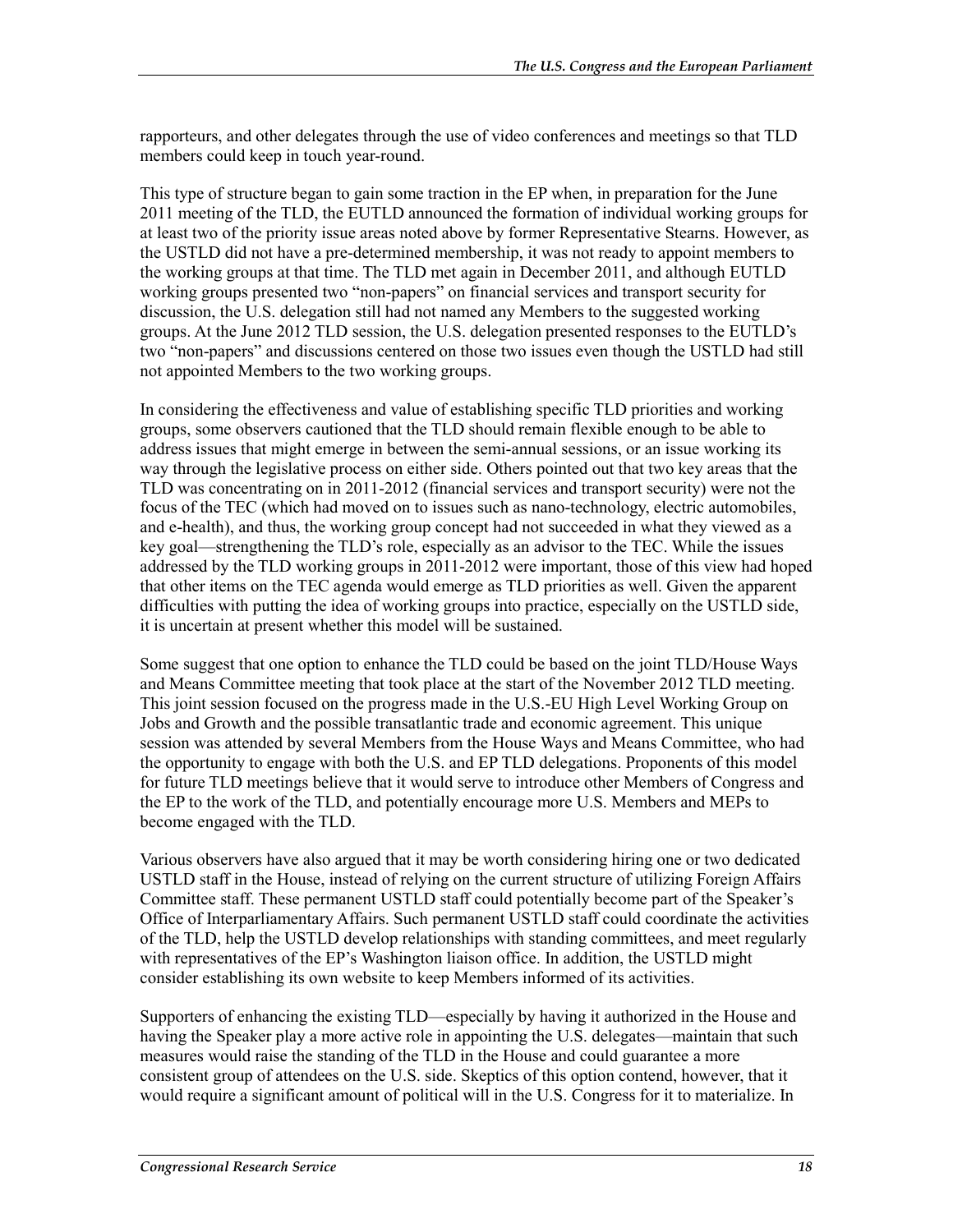rapporteurs, and other delegates through the use of video conferences and meetings so that TLD members could keep in touch year-round.

This type of structure began to gain some traction in the EP when, in preparation for the June 2011 meeting of the TLD, the EUTLD announced the formation of individual working groups for at least two of the priority issue areas noted above by former Representative Stearns. However, as the USTLD did not have a pre-determined membership, it was not ready to appoint members to the working groups at that time. The TLD met again in December 2011, and although EUTLD working groups presented two "non-papers" on financial services and transport security for discussion, the U.S. delegation still had not named any Members to the suggested working groups. At the June 2012 TLD session, the U.S. delegation presented responses to the EUTLD's two "non-papers" and discussions centered on those two issues even though the USTLD had still not appointed Members to the two working groups.

In considering the effectiveness and value of establishing specific TLD priorities and working groups, some observers cautioned that the TLD should remain flexible enough to be able to address issues that might emerge in between the semi-annual sessions, or an issue working its way through the legislative process on either side. Others pointed out that two key areas that the TLD was concentrating on in 2011-2012 (financial services and transport security) were not the focus of the TEC (which had moved on to issues such as nano-technology, electric automobiles, and e-health), and thus, the working group concept had not succeeded in what they viewed as a key goal—strengthening the TLD's role, especially as an advisor to the TEC. While the issues addressed by the TLD working groups in 2011-2012 were important, those of this view had hoped that other items on the TEC agenda would emerge as TLD priorities as well. Given the apparent difficulties with putting the idea of working groups into practice, especially on the USTLD side, it is uncertain at present whether this model will be sustained.

Some suggest that one option to enhance the TLD could be based on the joint TLD/House Ways and Means Committee meeting that took place at the start of the November 2012 TLD meeting. This joint session focused on the progress made in the U.S.-EU High Level Working Group on Jobs and Growth and the possible transatlantic trade and economic agreement. This unique session was attended by several Members from the House Ways and Means Committee, who had the opportunity to engage with both the U.S. and EP TLD delegations. Proponents of this model for future TLD meetings believe that it would serve to introduce other Members of Congress and the EP to the work of the TLD, and potentially encourage more U.S. Members and MEPs to become engaged with the TLD.

Various observers have also argued that it may be worth considering hiring one or two dedicated USTLD staff in the House, instead of relying on the current structure of utilizing Foreign Affairs Committee staff. These permanent USTLD staff could potentially become part of the Speaker's Office of Interparliamentary Affairs. Such permanent USTLD staff could coordinate the activities of the TLD, help the USTLD develop relationships with standing committees, and meet regularly with representatives of the EP's Washington liaison office. In addition, the USTLD might consider establishing its own website to keep Members informed of its activities.

Supporters of enhancing the existing TLD—especially by having it authorized in the House and having the Speaker play a more active role in appointing the U.S. delegates—maintain that such measures would raise the standing of the TLD in the House and could guarantee a more consistent group of attendees on the U.S. side. Skeptics of this option contend, however, that it would require a significant amount of political will in the U.S. Congress for it to materialize. In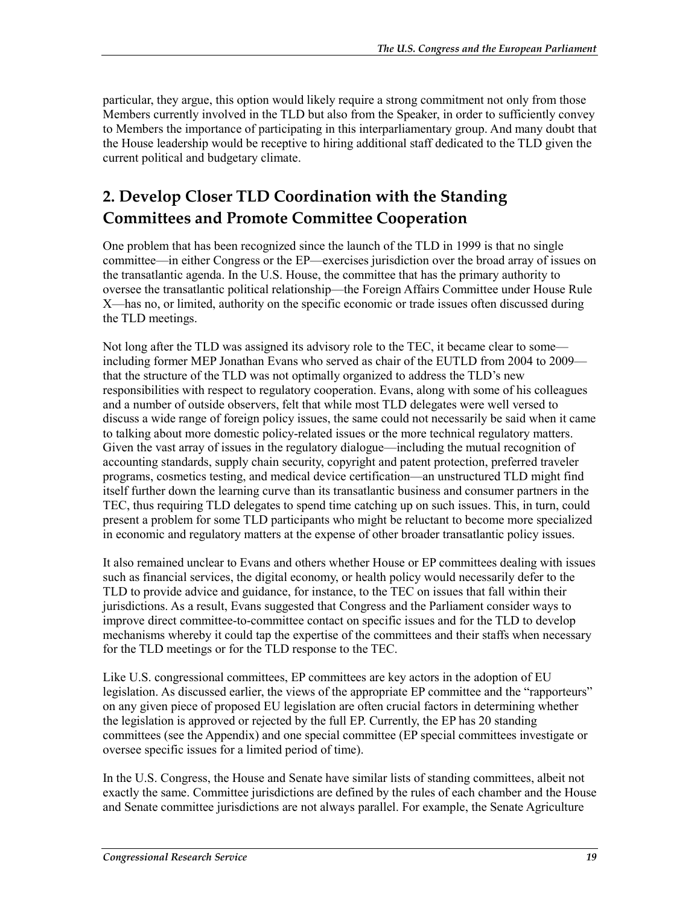particular, they argue, this option would likely require a strong commitment not only from those Members currently involved in the TLD but also from the Speaker, in order to sufficiently convey to Members the importance of participating in this interparliamentary group. And many doubt that the House leadership would be receptive to hiring additional staff dedicated to the TLD given the current political and budgetary climate.

## 2. Develop Closer TLD Coordination with the Standing Committees and Promote Committee Cooperation

One problem that has been recognized since the launch of the TLD in 1999 is that no single committee—in either Congress or the EP—exercises jurisdiction over the broad array of issues on the transatlantic agenda. In the U.S. House, the committee that has the primary authority to oversee the transatlantic political relationship—the Foreign Affairs Committee under House Rule X—has no, or limited, authority on the specific economic or trade issues often discussed during the TLD meetings.

Not long after the TLD was assigned its advisory role to the TEC, it became clear to some—including former MEP Jonathan Evans who served as chair of the EUTLD from 2004 to 2009—that the structure of the TLD was not optimally organized to address the TLD's new responsibilities with respect to regulatory cooperation. Evans, along with some of his colleagues and a number of outside observers, felt that while most TLD delegates were well versed to discuss a wide range of foreign policy issues, the same could not necessarily be said when it came to talking about more domestic policy-related issues or the more technical regulatory matters. Given the vast array of issues in the regulatory dialogue—including the mutual recognition of accounting standards, supply chain security, copyright and patent protection, preferred traveler programs, cosmetics testing, and medical device certification—an unstructured TLD might find itself further down the learning curve than its transatlantic business and consumer partners in the TEC, thus requiring TLD delegates to spend time catching up on such issues. This, in turn, could present a problem for some TLD participants who might be reluctant to become more specialized in economic and regulatory matters at the expense of other broader transatlantic policy issues.

It also remained unclear to Evans and others whether House or EP committees dealing with issues such as financial services, the digital economy, or health policy would necessarily defer to the TLD to provide advice and guidance, for instance, to the TEC on issues that fall within their jurisdictions. As a result, Evans suggested that Congress and the Parliament consider ways to improve direct committee-to-committee contact on specific issues and for the TLD to develop mechanisms whereby it could tap the expertise of the committees and their staffs when necessary for the TLD meetings or for the TLD response to the TEC.

Like U.S. congressional committees, EP committees are key actors in the adoption of EU legislation. As discussed earlier, the views of the appropriate EP committee and the "rapporteurs" on any given piece of proposed EU legislation are often crucial factors in determining whether the legislation is approved or rejected by the full EP. Currently, the EP has 20 standing committees (see the Appendix) and one special committee (EP special committees investigate or oversee specific issues for a limited period of time).

In the U.S. Congress, the House and Senate have similar lists of standing committees, albeit not exactly the same. Committee jurisdictions are defined by the rules of each chamber and the House and Senate committee jurisdictions are not always parallel. For example, the Senate Agriculture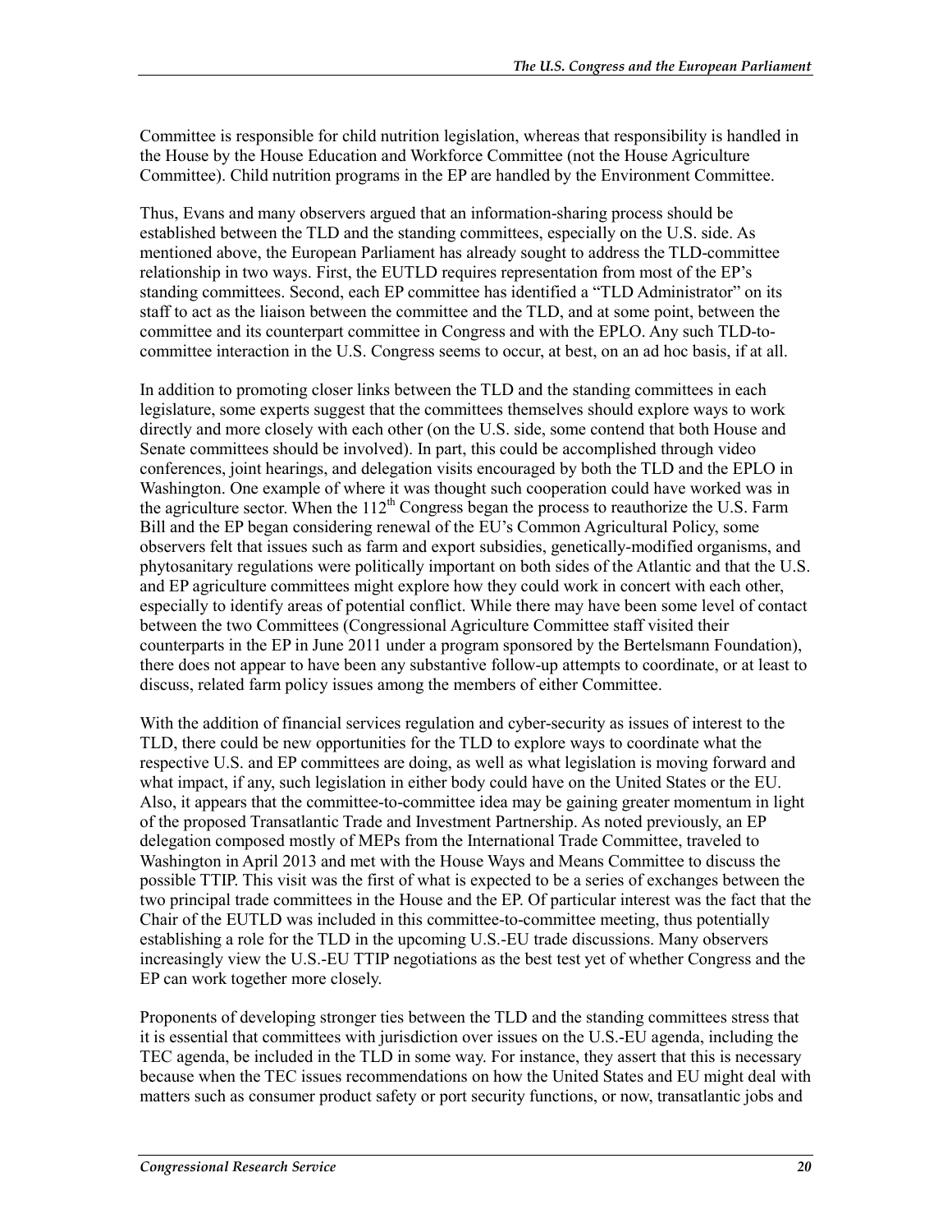Committee is responsible for child nutrition legislation, whereas that responsibility is handled in the House by the House Education and Workforce Committee (not the House Agriculture Committee). Child nutrition programs in the EP are handled by the Environment Committee.

Thus, Evans and many observers argued that an information-sharing process should be established between the TLD and the standing committees, especially on the U.S. side. As mentioned above, the European Parliament has already sought to address the TLD-committee relationship in two ways. First, the EUTLD requires representation from most of the EP's standing committees. Second, each EP committee has identified a "TLD Administrator" on its staff to act as the liaison between the committee and the TLD, and at some point, between the committee and its counterpart committee in Congress and with the EPLO. Any such TLD-to-committee interaction in the U.S. Congress seems to occur, at best, on an ad hoc basis, if at all.

In addition to promoting closer links between the TLD and the standing committees in each legislature, some experts suggest that the committees themselves should explore ways to work directly and more closely with each other (on the U.S. side, some contend that both House and Senate committees should be involved). In part, this could be accomplished through video conferences, joint hearings, and delegation visits encouraged by both the TLD and the EPLO in Washington. One example of where it was thought such cooperation could have worked was in the agriculture sector. When the 112th Congress began the process to reauthorize the U.S. Farm Bill and the EP began considering renewal of the EU's Common Agricultural Policy, some observers felt that issues such as farm and export subsidies, genetically-modified organisms, and phytosanitary regulations were politically important on both sides of the Atlantic and that the U.S. and EP agriculture committees might explore how they could work in concert with each other, especially to identify areas of potential conflict. While there may have been some level of contact between the two Committees (Congressional Agriculture Committee staff visited their counterparts in the EP in June 2011 under a program sponsored by the Bertelsmann Foundation), there does not appear to have been any substantive follow-up attempts to coordinate, or at least to discuss, related farm policy issues among the members of either Committee.

With the addition of financial services regulation and cyber-security as issues of interest to the TLD, there could be new opportunities for the TLD to explore ways to coordinate what the respective U.S. and EP committees are doing, as well as what legislation is moving forward and what impact, if any, such legislation in either body could have on the United States or the EU. Also, it appears that the committee-to-committee idea may be gaining greater momentum in light of the proposed Transatlantic Trade and Investment Partnership. As noted previously, an EP delegation composed mostly of MEPs from the International Trade Committee, traveled to Washington in April 2013 and met with the House Ways and Means Committee to discuss the possible TTIP. This visit was the first of what is expected to be a series of exchanges between the two principal trade committees in the House and the EP. Of particular interest was the fact that the Chair of the EUTLD was included in this committee-to-committee meeting, thus potentially establishing a role for the TLD in the upcoming U.S.-EU trade discussions. Many observers increasingly view the U.S.-EU TTIP negotiations as the best test yet of whether Congress and the EP can work together more closely.

Proponents of developing stronger ties between the TLD and the standing committees stress that it is essential that committees with jurisdiction over issues on the U.S.-EU agenda, including the TEC agenda, be included in the TLD in some way. For instance, they assert that this is necessary because when the TEC issues recommendations on how the United States and EU might deal with matters such as consumer product safety or port security functions, or now, transatlantic jobs and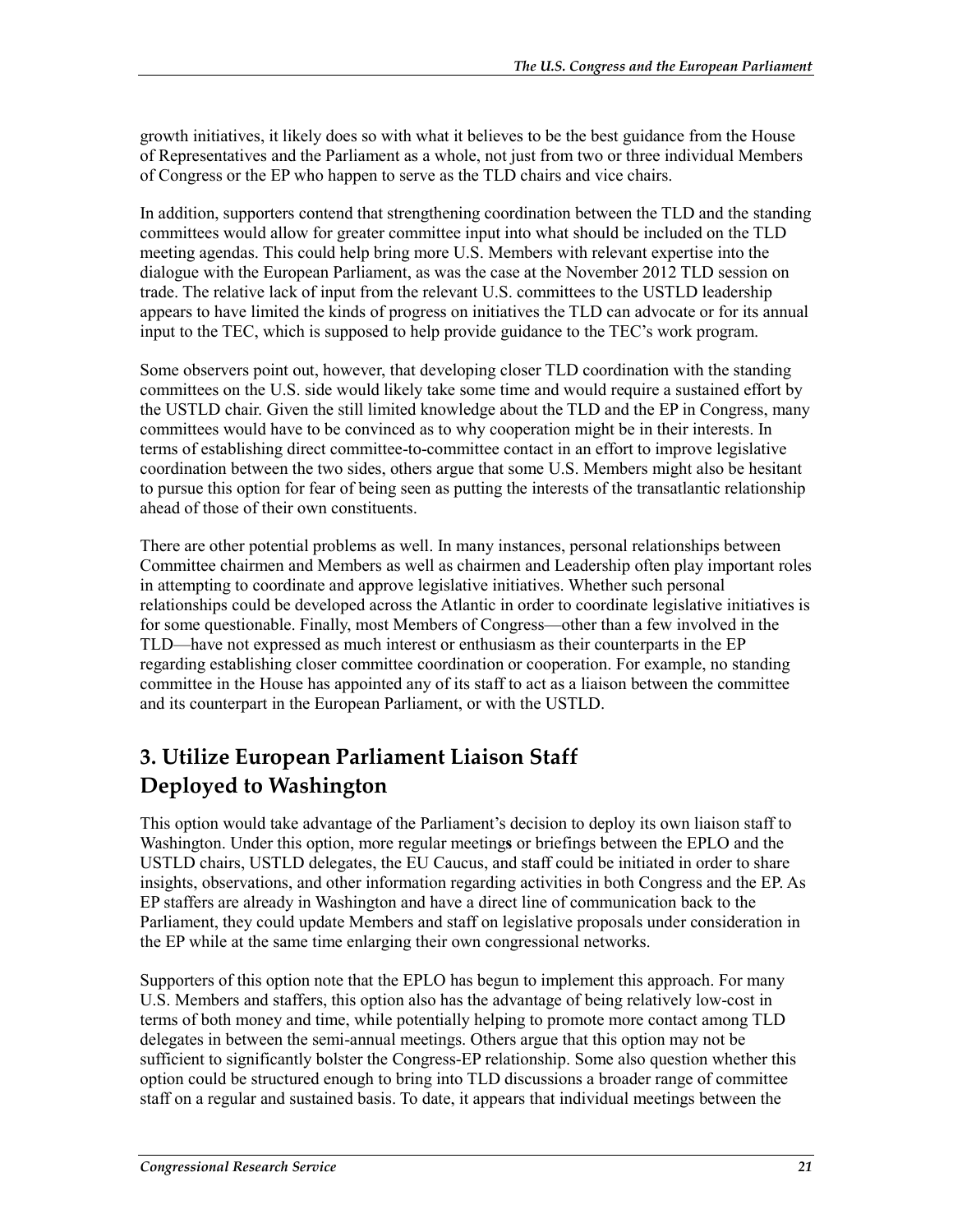growth initiatives, it likely does so with what it believes to be the best guidance from the House of Representatives and the Parliament as a whole, not just from two or three individual Members of Congress or the EP who happen to serve as the TLD chairs and vice chairs.

In addition, supporters contend that strengthening coordination between the TLD and the standing committees would allow for greater committee input into what should be included on the TLD meeting agendas. This could help bring more U.S. Members with relevant expertise into the dialogue with the European Parliament, as was the case at the November 2012 TLD session on trade. The relative lack of input from the relevant U.S. committees to the USTLD leadership appears to have limited the kinds of progress on initiatives the TLD can advocate or for its annual input to the TEC, which is supposed to help provide guidance to the TEC's work program.

Some observers point out, however, that developing closer TLD coordination with the standing committees on the U.S. side would likely take some time and would require a sustained effort by the USTLD chair. Given the still limited knowledge about the TLD and the EP in Congress, many committees would have to be convinced as to why cooperation might be in their interests. In terms of establishing direct committee-to-committee contact in an effort to improve legislative coordination between the two sides, others argue that some U.S. Members might also be hesitant to pursue this option for fear of being seen as putting the interests of the transatlantic relationship ahead of those of their own constituents.

There are other potential problems as well. In many instances, personal relationships between Committee chairmen and Members as well as chairmen and Leadership often play important roles in attempting to coordinate and approve legislative initiatives. Whether such personal relationships could be developed across the Atlantic in order to coordinate legislative initiatives is for some questionable. Finally, most Members of Congress—other than a few involved in the TLD—have not expressed as much interest or enthusiasm as their counterparts in the EP regarding establishing closer committee coordination or cooperation. For example, no standing committee in the House has appointed any of its staff to act as a liaison between the committee and its counterpart in the European Parliament, or with the USTLD.

## 3. Utilize European Parliament Liaison Staff Deployed to Washington

This option would take advantage of the Parliament's decision to deploy its own liaison staff to Washington. Under this option, more regular meetings or briefings between the EPLO and the USTLD chairs, USTLD delegates, the EU Caucus, and staff could be initiated in order to share insights, observations, and other information regarding activities in both Congress and the EP. As EP staffers are already in Washington and have a direct line of communication back to the Parliament, they could update Members and staff on legislative proposals under consideration in the EP while at the same time enlarging their own congressional networks.

Supporters of this option note that the EPLO has begun to implement this approach. For many U.S. Members and staffers, this option also has the advantage of being relatively low-cost in terms of both money and time, while potentially helping to promote more contact among TLD delegates in between the semi-annual meetings. Others argue that this option may not be sufficient to significantly bolster the Congress-EP relationship. Some also question whether this option could be structured enough to bring into TLD discussions a broader range of committee staff on a regular and sustained basis. To date, it appears that individual meetings between the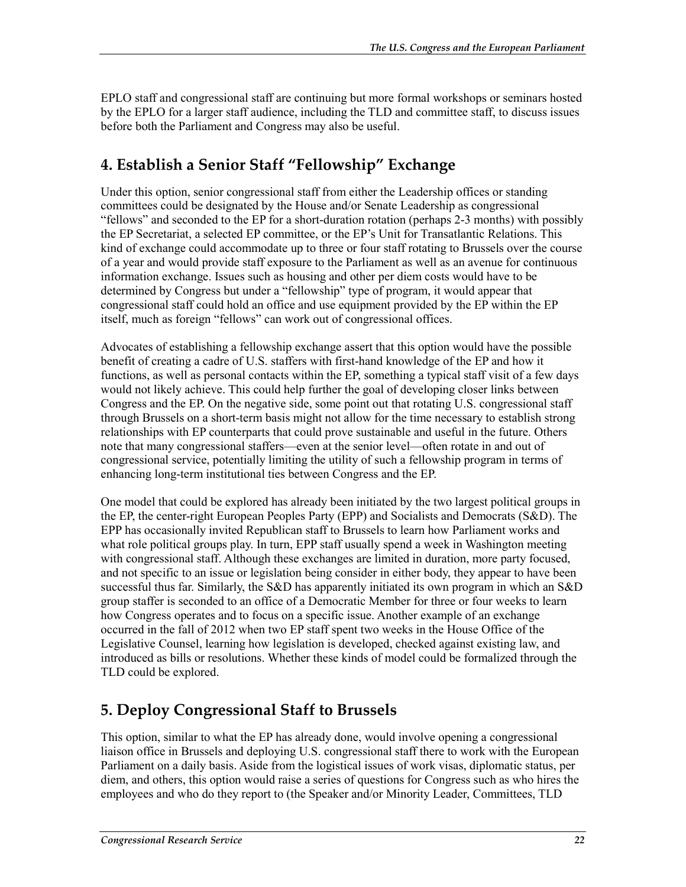EPLO staff and congressional staff are continuing but more formal workshops or seminars hosted by the EPLO for a larger staff audience, including the TLD and committee staff, to discuss issues before both the Parliament and Congress may also be useful.

## 4. Establish a Senior Staff "Fellowship" Exchange

Under this option, senior congressional staff from either the Leadership offices or standing committees could be designated by the House and/or Senate Leadership as congressional "fellows" and seconded to the EP for a short-duration rotation (perhaps 2-3 months) with possibly the EP Secretariat, a selected EP committee, or the EP's Unit for Transatlantic Relations. This kind of exchange could accommodate up to three or four staff rotating to Brussels over the course of a year and would provide staff exposure to the Parliament as well as an avenue for continuous information exchange. Issues such as housing and other per diem costs would have to be determined by Congress but under a "fellowship" type of program, it would appear that congressional staff could hold an office and use equipment provided by the EP within the EP itself, much as foreign "fellows" can work out of congressional offices.

Advocates of establishing a fellowship exchange assert that this option would have the possible benefit of creating a cadre of U.S. staffers with first-hand knowledge of the EP and how it functions, as well as personal contacts within the EP, something a typical staff visit of a few days would not likely achieve. This could help further the goal of developing closer links between Congress and the EP. On the negative side, some point out that rotating U.S. congressional staff through Brussels on a short-term basis might not allow for the time necessary to establish strong relationships with EP counterparts that could prove sustainable and useful in the future. Others note that many congressional staffers—even at the senior level—often rotate in and out of congressional service, potentially limiting the utility of such a fellowship program in terms of enhancing long-term institutional ties between Congress and the EP.

One model that could be explored has already been initiated by the two largest political groups in the EP, the center-right European Peoples Party (EPP) and Socialists and Democrats (S&D). The EPP has occasionally invited Republican staff to Brussels to learn how Parliament works and what role political groups play. In turn, EPP staff usually spend a week in Washington meeting with congressional staff. Although these exchanges are limited in duration, more party focused, and not specific to an issue or legislation being consider in either body, they appear to have been successful thus far. Similarly, the S&D has apparently initiated its own program in which an S&D group staffer is seconded to an office of a Democratic Member for three or four weeks to learn how Congress operates and to focus on a specific issue. Another example of an exchange occurred in the fall of 2012 when two EP staff spent two weeks in the House Office of the Legislative Counsel, learning how legislation is developed, checked against existing law, and introduced as bills or resolutions. Whether these kinds of model could be formalized through the TLD could be explored.

## 5. Deploy Congressional Staff to Brussels

This option, similar to what the EP has already done, would involve opening a congressional liaison office in Brussels and deploying U.S. congressional staff there to work with the European Parliament on a daily basis. Aside from the logistical issues of work visas, diplomatic status, per diem, and others, this option would raise a series of questions for Congress such as who hires the employees and who do they report to (the Speaker and/or Minority Leader, Committees, TLD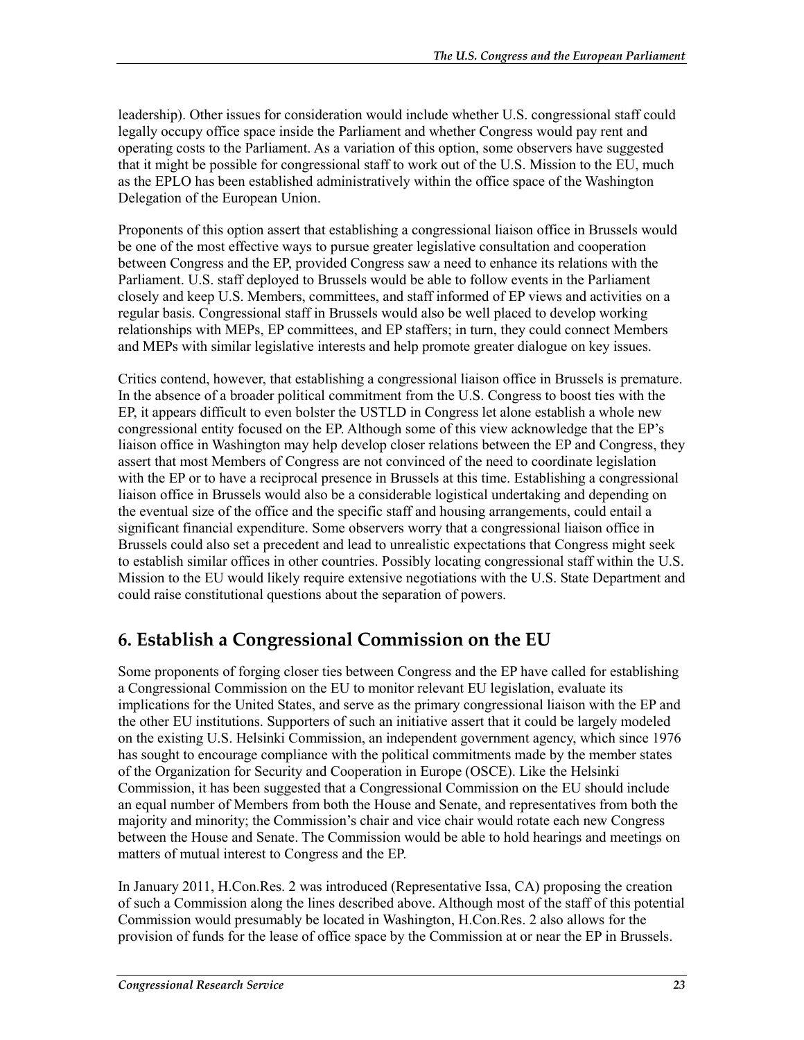leadership). Other issues for consideration would include whether U.S. congressional staff could legally occupy office space inside the Parliament and whether Congress would pay rent and operating costs to the Parliament. As a variation of this option, some observers have suggested that it might be possible for congressional staff to work out of the U.S. Mission to the EU, much as the EPLO has been established administratively within the office space of the Washington Delegation of the European Union.

Proponents of this option assert that establishing a congressional liaison office in Brussels would be one of the most effective ways to pursue greater legislative consultation and cooperation between Congress and the EP, provided Congress saw a need to enhance its relations with the Parliament. U.S. staff deployed to Brussels would be able to follow events in the Parliament closely and keep U.S. Members, committees, and staff informed of EP views and activities on a regular basis. Congressional staff in Brussels would also be well placed to develop working relationships with MEPs, EP committees, and EP staffers; in turn, they could connect Members and MEPs with similar legislative interests and help promote greater dialogue on key issues.

Critics contend, however, that establishing a congressional liaison office in Brussels is premature. In the absence of a broader political commitment from the U.S. Congress to boost ties with the EP, it appears difficult to even bolster the USTLD in Congress let alone establish a whole new congressional entity focused on the EP. Although some of this view acknowledge that the EP's liaison office in Washington may help develop closer relations between the EP and Congress, they assert that most Members of Congress are not convinced of the need to coordinate legislation with the EP or to have a reciprocal presence in Brussels at this time. Establishing a congressional liaison office in Brussels would also be a considerable logistical undertaking and depending on the eventual size of the office and the specific staff and housing arrangements, could entail a significant financial expenditure. Some observers worry that a congressional liaison office in Brussels could also set a precedent and lead to unrealistic expectations that Congress might seek to establish similar offices in other countries. Possibly locating congressional staff within the U.S. Mission to the EU would likely require extensive negotiations with the U.S. State Department and could raise constitutional questions about the separation of powers.

## 6. Establish a Congressional Commission on the EU

Some proponents of forging closer ties between Congress and the EP have called for establishing a Congressional Commission on the EU to monitor relevant EU legislation, evaluate its implications for the United States, and serve as the primary congressional liaison with the EP and the other EU institutions. Supporters of such an initiative assert that it could be largely modeled on the existing U.S. Helsinki Commission, an independent government agency, which since 1976 has sought to encourage compliance with the political commitments made by the member states of the Organization for Security and Cooperation in Europe (OSCE). Like the Helsinki Commission, it has been suggested that a Congressional Commission on the EU should include an equal number of Members from both the House and Senate, and representatives from both the majority and minority; the Commission's chair and vice chair would rotate each new Congress between the House and Senate. The Commission would be able to hold hearings and meetings on matters of mutual interest to Congress and the EP.

In January 2011, H.Con.Res. 2 was introduced (Representative Issa, CA) proposing the creation of such a Commission along the lines described above. Although most of the staff of this potential Commission would presumably be located in Washington, H.Con.Res. 2 also allows for the provision of funds for the lease of office space by the Commission at or near the EP in Brussels.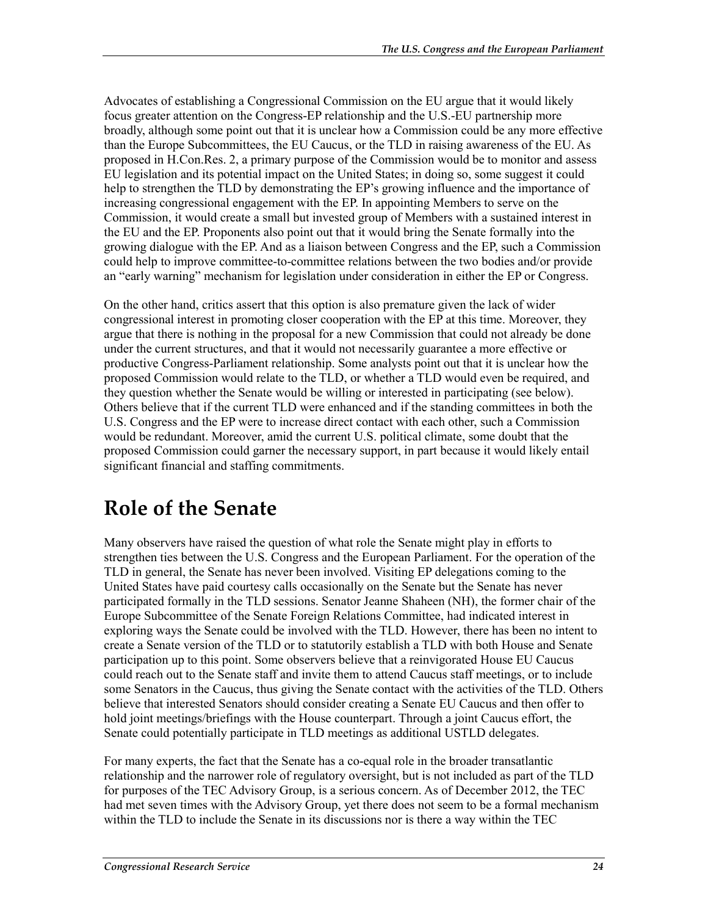Advocates of establishing a Congressional Commission on the EU argue that it would likely focus greater attention on the Congress-EP relationship and the U.S.-EU partnership more broadly, although some point out that it is unclear how a Commission could be any more effective than the Europe Subcommittees, the EU Caucus, or the TLD in raising awareness of the EU. As proposed in H.Con.Res. 2, a primary purpose of the Commission would be to monitor and assess EU legislation and its potential impact on the United States; in doing so, some suggest it could help to strengthen the TLD by demonstrating the EP's growing influence and the importance of increasing congressional engagement with the EP. In appointing Members to serve on the Commission, it would create a small but invested group of Members with a sustained interest in the EU and the EP. Proponents also point out that it would bring the Senate formally into the growing dialogue with the EP. And as a liaison between Congress and the EP, such a Commission could help to improve committee-to-committee relations between the two bodies and/or provide an "early warning" mechanism for legislation under consideration in either the EP or Congress.

On the other hand, critics assert that this option is also premature given the lack of wider congressional interest in promoting closer cooperation with the EP at this time. Moreover, they argue that there is nothing in the proposal for a new Commission that could not already be done under the current structures, and that it would not necessarily guarantee a more effective or productive Congress-Parliament relationship. Some analysts point out that it is unclear how the proposed Commission would relate to the TLD, or whether a TLD would even be required, and they question whether the Senate would be willing or interested in participating (see below). Others believe that if the current TLD were enhanced and if the standing committees in both the U.S. Congress and the EP were to increase direct contact with each other, such a Commission would be redundant. Moreover, amid the current U.S. political climate, some doubt that the proposed Commission could garner the necessary support, in part because it would likely entail significant financial and staffing commitments.

# Role of the Senate

Many observers have raised the question of what role the Senate might play in efforts to strengthen ties between the U.S. Congress and the European Parliament. For the operation of the TLD in general, the Senate has never been involved. Visiting EP delegations coming to the United States have paid courtesy calls occasionally on the Senate but the Senate has never participated formally in the TLD sessions. Senator Jeanne Shaheen (NH), the former chair of the Europe Subcommittee of the Senate Foreign Relations Committee, had indicated interest in exploring ways the Senate could be involved with the TLD. However, there has been no intent to create a Senate version of the TLD or to statutorily establish a TLD with both House and Senate participation up to this point. Some observers believe that a reinvigorated House EU Caucus could reach out to the Senate staff and invite them to attend Caucus staff meetings, or to include some Senators in the Caucus, thus giving the Senate contact with the activities of the TLD. Others believe that interested Senators should consider creating a Senate EU Caucus and then offer to hold joint meetings/briefings with the House counterpart. Through a joint Caucus effort, the Senate could potentially participate in TLD meetings as additional USTLD delegates.

For many experts, the fact that the Senate has a co-equal role in the broader transatlantic relationship and the narrower role of regulatory oversight, but is not included as part of the TLD for purposes of the TEC Advisory Group, is a serious concern. As of December 2012, the TEC had met seven times with the Advisory Group, yet there does not seem to be a formal mechanism within the TLD to include the Senate in its discussions nor is there a way within the TEC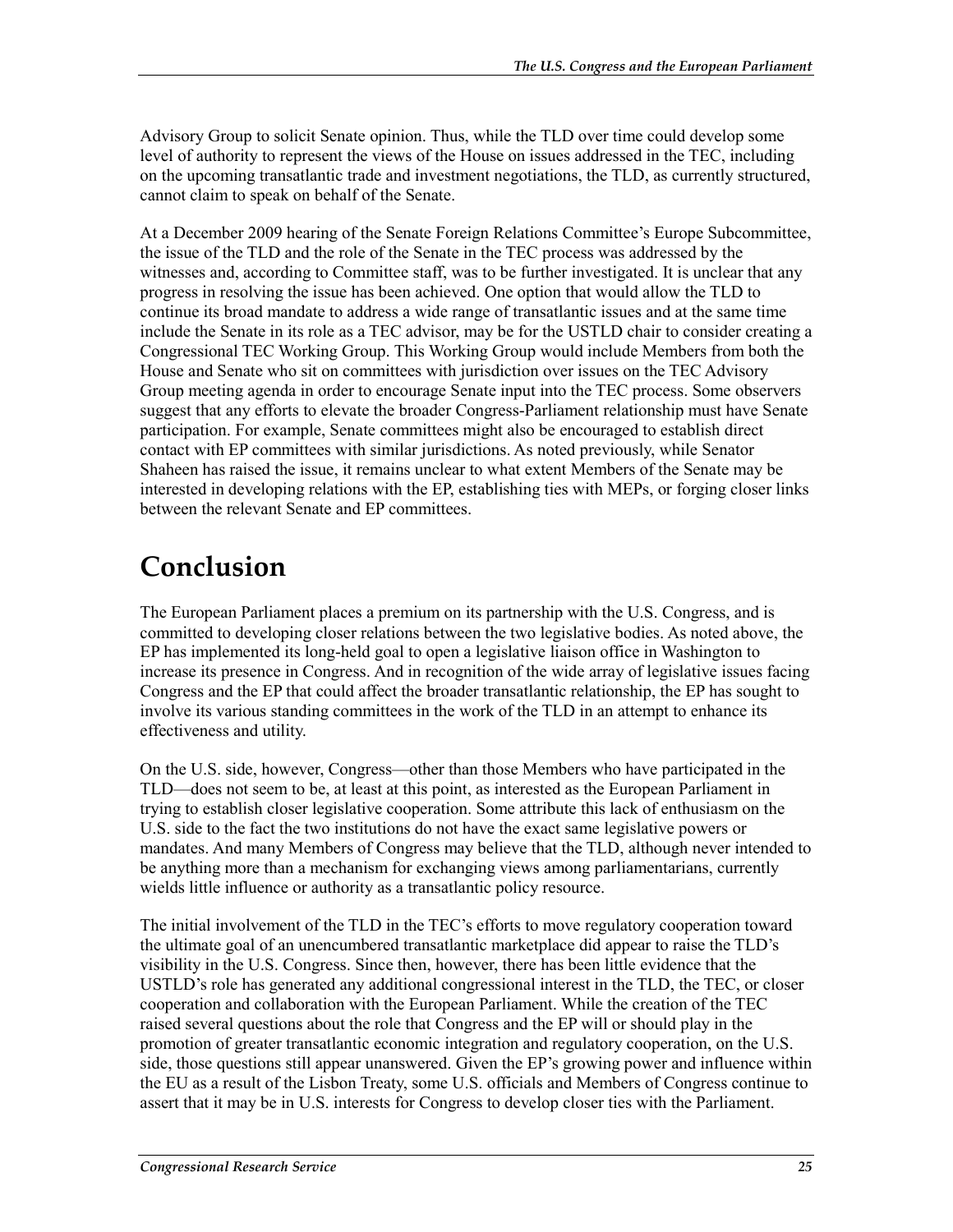Advisory Group to solicit Senate opinion. Thus, while the TLD over time could develop some level of authority to represent the views of the House on issues addressed in the TEC, including on the upcoming transatlantic trade and investment negotiations, the TLD, as currently structured, cannot claim to speak on behalf of the Senate.

At a December 2009 hearing of the Senate Foreign Relations Committee's Europe Subcommittee, the issue of the TLD and the role of the Senate in the TEC process was addressed by the witnesses and, according to Committee staff, was to be further investigated. It is unclear that any progress in resolving the issue has been achieved. One option that would allow the TLD to continue its broad mandate to address a wide range of transatlantic issues and at the same time include the Senate in its role as a TEC advisor, may be for the USTLD chair to consider creating a Congressional TEC Working Group. This Working Group would include Members from both the House and Senate who sit on committees with jurisdiction over issues on the TEC Advisory Group meeting agenda in order to encourage Senate input into the TEC process. Some observers suggest that any efforts to elevate the broader Congress-Parliament relationship must have Senate participation. For example, Senate committees might also be encouraged to establish direct contact with EP committees with similar jurisdictions. As noted previously, while Senator Shaheen has raised the issue, it remains unclear to what extent Members of the Senate may be interested in developing relations with the EP, establishing ties with MEPs, or forging closer links between the relevant Senate and EP committees.

# Conclusion

The European Parliament places a premium on its partnership with the U.S. Congress, and is committed to developing closer relations between the two legislative bodies. As noted above, the EP has implemented its long-held goal to open a legislative liaison office in Washington to increase its presence in Congress. And in recognition of the wide array of legislative issues facing Congress and the EP that could affect the broader transatlantic relationship, the EP has sought to involve its various standing committees in the work of the TLD in an attempt to enhance its effectiveness and utility.

On the U.S. side, however, Congress—other than those Members who have participated in the TLD—does not seem to be, at least at this point, as interested as the European Parliament in trying to establish closer legislative cooperation. Some attribute this lack of enthusiasm on the U.S. side to the fact the two institutions do not have the exact same legislative powers or mandates. And many Members of Congress may believe that the TLD, although never intended to be anything more than a mechanism for exchanging views among parliamentarians, currently wields little influence or authority as a transatlantic policy resource.

The initial involvement of the TLD in the TEC's efforts to move regulatory cooperation toward the ultimate goal of an unencumbered transatlantic marketplace did appear to raise the TLD's visibility in the U.S. Congress. Since then, however, there has been little evidence that the USTLD's role has generated any additional congressional interest in the TLD, the TEC, or closer cooperation and collaboration with the European Parliament. While the creation of the TEC raised several questions about the role that Congress and the EP will or should play in the promotion of greater transatlantic economic integration and regulatory cooperation, on the U.S. side, those questions still appear unanswered. Given the EP's growing power and influence within the EU as a result of the Lisbon Treaty, some U.S. officials and Members of Congress continue to assert that it may be in U.S. interests for Congress to develop closer ties with the Parliament.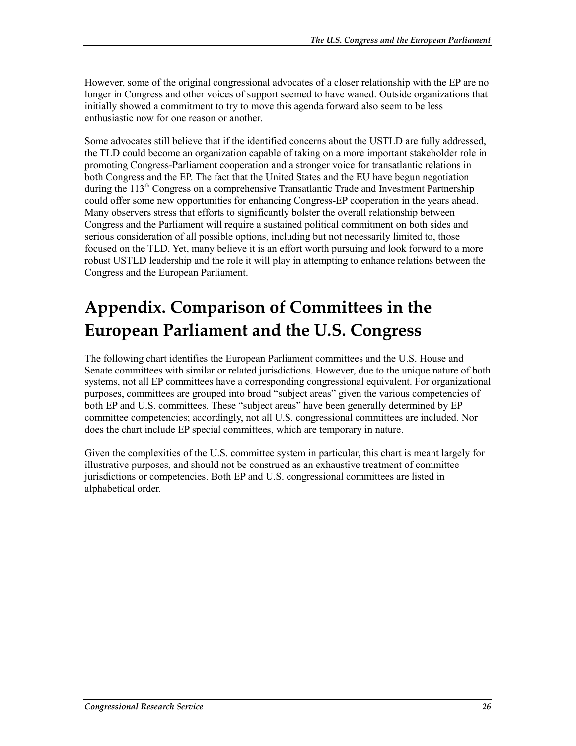However, some of the original congressional advocates of a closer relationship with the EP are no longer in Congress and other voices of support seemed to have waned. Outside organizations that initially showed a commitment to try to move this agenda forward also seem to be less enthusiastic now for one reason or another.

Some advocates still believe that if the identified concerns about the USTLD are fully addressed, the TLD could become an organization capable of taking on a more important stakeholder role in promoting Congress-Parliament cooperation and a stronger voice for transatlantic relations in both Congress and the EP. The fact that the United States and the EU have begun negotiation during the 113th Congress on a comprehensive Transatlantic Trade and Investment Partnership could offer some new opportunities for enhancing Congress-EP cooperation in the years ahead. Many observers stress that efforts to significantly bolster the overall relationship between Congress and the Parliament will require a sustained political commitment on both sides and serious consideration of all possible options, including but not necessarily limited to, those focused on the TLD. Yet, many believe it is an effort worth pursuing and look forward to a more robust USTLD leadership and the role it will play in attempting to enhance relations between the Congress and the European Parliament.

# Appendix. Comparison of Committees in the European Parliament and the U.S. Congress

The following chart identifies the European Parliament committees and the U.S. House and Senate committees with similar or related jurisdictions. However, due to the unique nature of both systems, not all EP committees have a corresponding congressional equivalent. For organizational purposes, committees are grouped into broad "subject areas" given the various competencies of both EP and U.S. committees. These "subject areas" have been generally determined by EP committee competencies; accordingly, not all U.S. congressional committees are included. Nor does the chart include EP special committees, which are temporary in nature.

Given the complexities of the U.S. committee system in particular, this chart is meant largely for illustrative purposes, and should not be construed as an exhaustive treatment of committee jurisdictions or competencies. Both EP and U.S. congressional committees are listed in alphabetical order.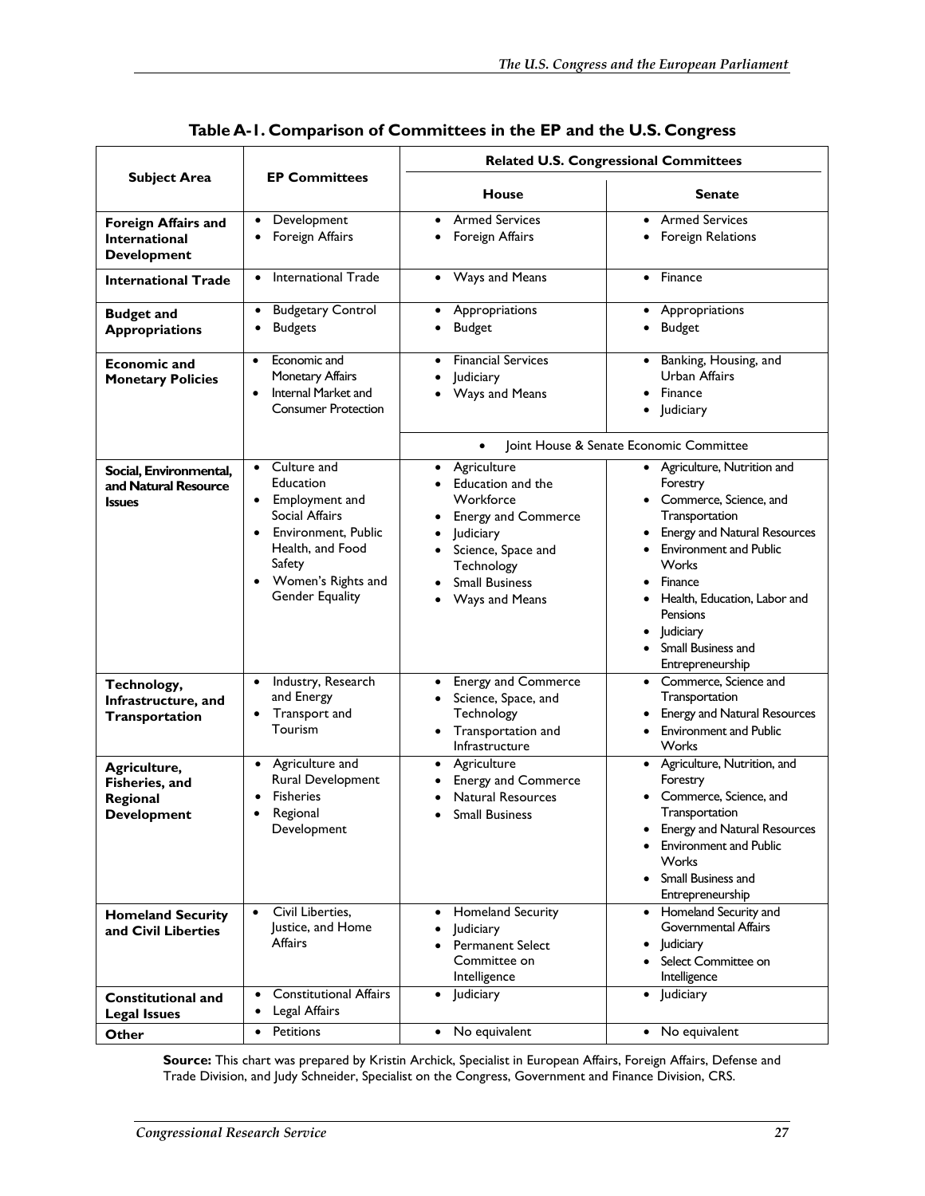**Table A-1. Comparison of Committees in the EP and the U.S. Congress**

| Subject Area | EP Committees | Related U.S. Congressional Committees | |
|---|---|---|---|
| | | House | Senate |
| **Foreign Affairs and International Development** | • Development<br>• Foreign Affairs | • Armed Services<br>• Foreign Affairs | • Armed Services<br>• Foreign Relations |
| **International Trade** | • International Trade | • Ways and Means | • Finance |
| **Budget and Appropriations** | • Budgetary Control<br>• Budgets | • Appropriations<br>• Budget | • Appropriations<br>• Budget |
| **Economic and Monetary Policies** | • Economic and Monetary Affairs<br>• Internal Market and Consumer Protection | • Financial Services<br>• Judiciary<br>• Ways and Means<br><br>• Joint House & Senate Economic Committee | • Banking, Housing, and Urban Affairs<br>• Finance<br>• Judiciary |
| **Social, Environmental, and Natural Resource Issues** | • Culture and Education<br>• Employment and Social Affairs<br>• Environment, Public Health, and Food Safety<br>• Women's Rights and Gender Equality | • Agriculture<br>• Education and the Workforce<br>• Energy and Commerce<br>• Judiciary<br>• Science, Space and Technology<br>• Small Business<br>• Ways and Means | • Agriculture, Nutrition and Forestry<br>• Commerce, Science, and Transportation<br>• Energy and Natural Resources<br>• Environment and Public Works<br>• Finance<br>• Health, Education, Labor and Pensions<br>• Judiciary<br>• Small Business and Entrepreneurship |
| **Technology, Infrastructure, and Transportation** | • Industry, Research and Energy<br>• Transport and Tourism | • Energy and Commerce<br>• Science, Space, and Technology<br>• Transportation and Infrastructure | • Commerce, Science and Transportation<br>• Energy and Natural Resources<br>• Environment and Public Works |
| **Agriculture, Fisheries, and Regional Development** | • Agriculture and Rural Development<br>• Fisheries<br>• Regional Development | • Agriculture<br>• Energy and Commerce<br>• Natural Resources<br>• Small Business | • Agriculture, Nutrition, and Forestry<br>• Commerce, Science, and Transportation<br>• Energy and Natural Resources<br>• Environment and Public Works<br>• Small Business and Entrepreneurship |
| **Homeland Security and Civil Liberties** | • Civil Liberties, Justice, and Home Affairs | • Homeland Security<br>• Judiciary<br>• Permanent Select Committee on Intelligence | • Homeland Security and Governmental Affairs<br>• Judiciary<br>• Select Committee on Intelligence |
| **Constitutional and Legal Issues** | • Constitutional Affairs<br>• Legal Affairs | • Judiciary | • Judiciary |
| **Other** | • Petitions | • No equivalent | • No equivalent |

**Source:** This chart was prepared by Kristin Archick, Specialist in European Affairs, Foreign Affairs, Defense and Trade Division, and Judy Schneider, Specialist on the Congress, Government and Finance Division, CRS.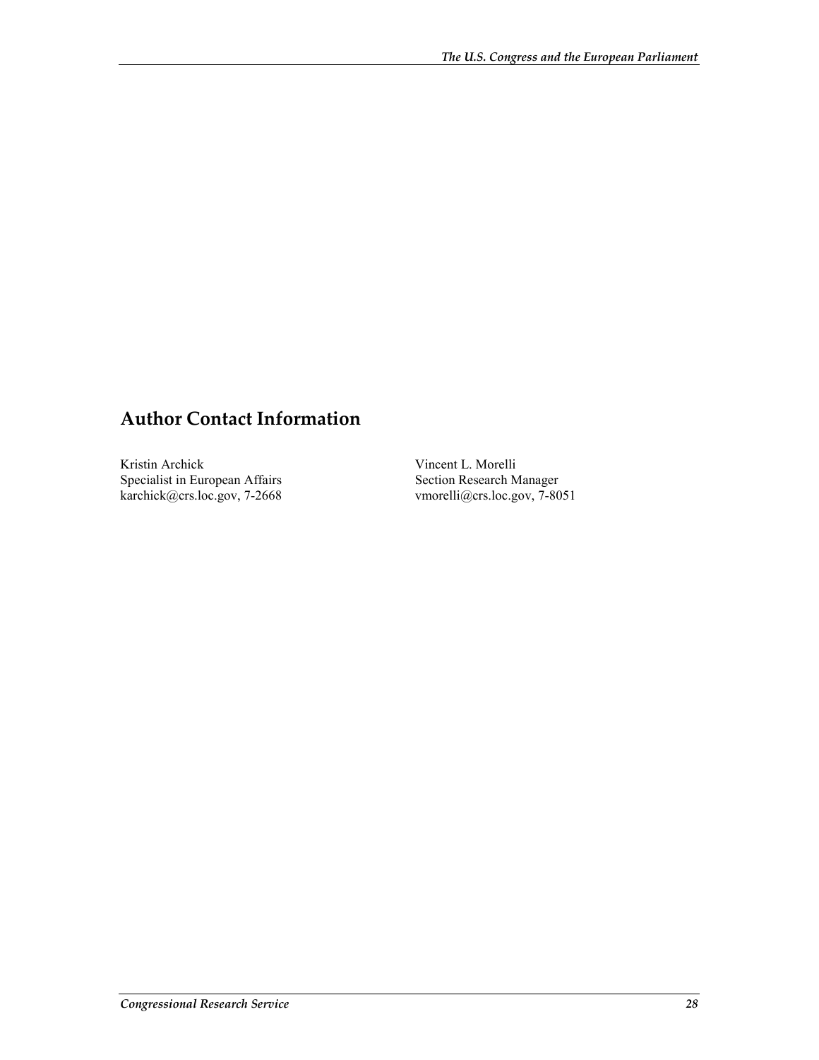## Author Contact Information

Kristin Archick
Specialist in European Affairs
karchick@crs.loc.gov, 7-2668

Vincent L. Morelli
Section Research Manager
vmorelli@crs.loc.gov, 7-8051